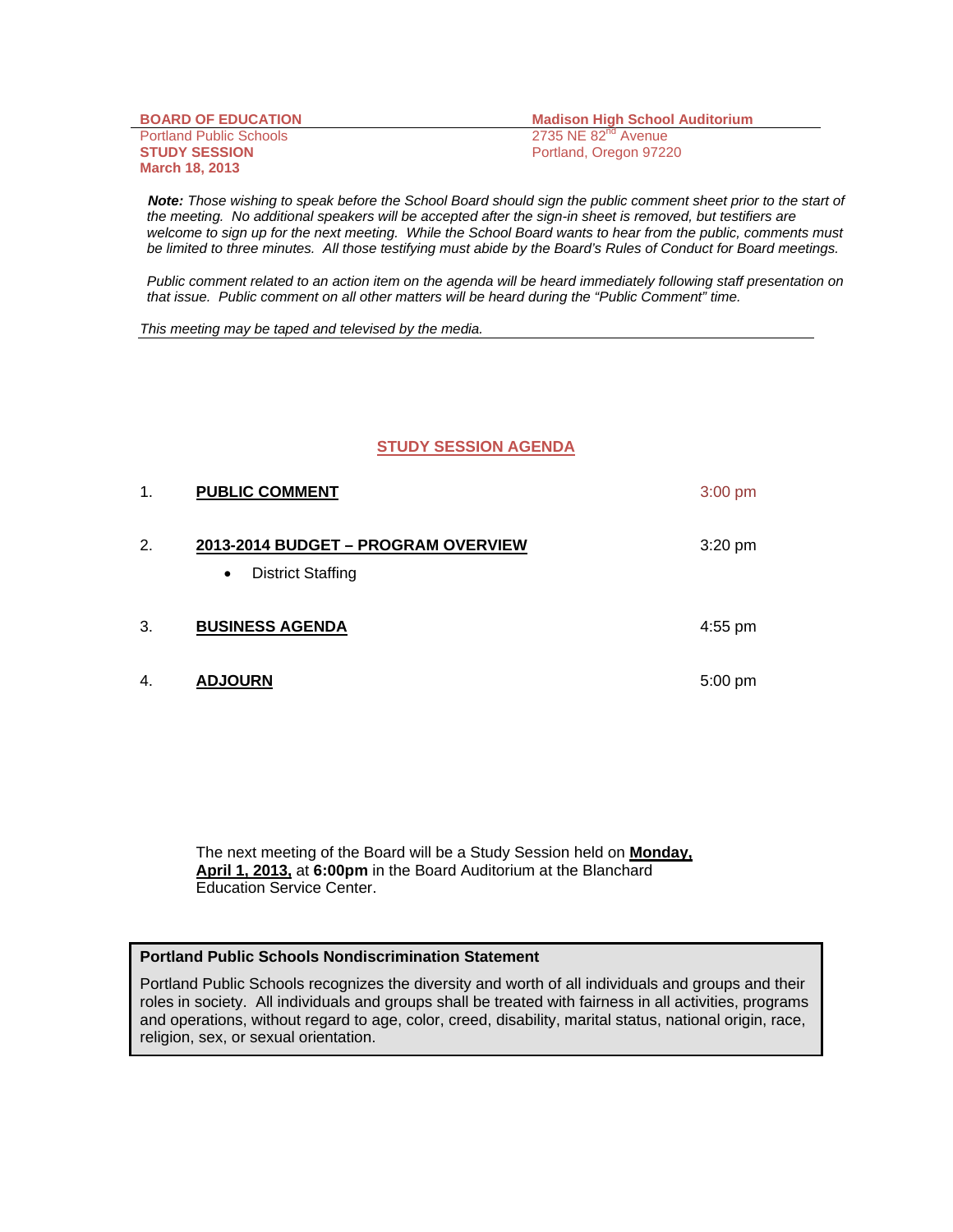**BOARD OF EDUCATION**
Portland Public Schools
**STUDY SESSION**
**March 18, 2013**

**Madison High School Auditorium**
2735 NE 82nd Avenue
Portland, Oregon 97220

***Note:*** *Those wishing to speak before the School Board should sign the public comment sheet prior to the start of the meeting. No additional speakers will be accepted after the sign-in sheet is removed, but testifiers are welcome to sign up for the next meeting. While the School Board wants to hear from the public, comments must be limited to three minutes. All those testifying must abide by the Board's Rules of Conduct for Board meetings.*

*Public comment related to an action item on the agenda will be heard immediately following staff presentation on that issue. Public comment on all other matters will be heard during the "Public Comment" time.*

*This meeting may be taped and televised by the media.*

## STUDY SESSION AGENDA

| | | |
|---|---|---|
| 1. | **PUBLIC COMMENT** | 3:00 pm |
| 2. | **2013-2014 BUDGET – PROGRAM OVERVIEW**<br>• District Staffing | 3:20 pm |
| 3. | **BUSINESS AGENDA** | 4:55 pm |
| 4. | **ADJOURN** | 5:00 pm |

The next meeting of the Board will be a Study Session held on **Monday, April 1, 2013,** at **6:00pm** in the Board Auditorium at the Blanchard Education Service Center.

**Portland Public Schools Nondiscrimination Statement**

Portland Public Schools recognizes the diversity and worth of all individuals and groups and their roles in society. All individuals and groups shall be treated with fairness in all activities, programs and operations, without regard to age, color, creed, disability, marital status, national origin, race, religion, sex, or sexual orientation.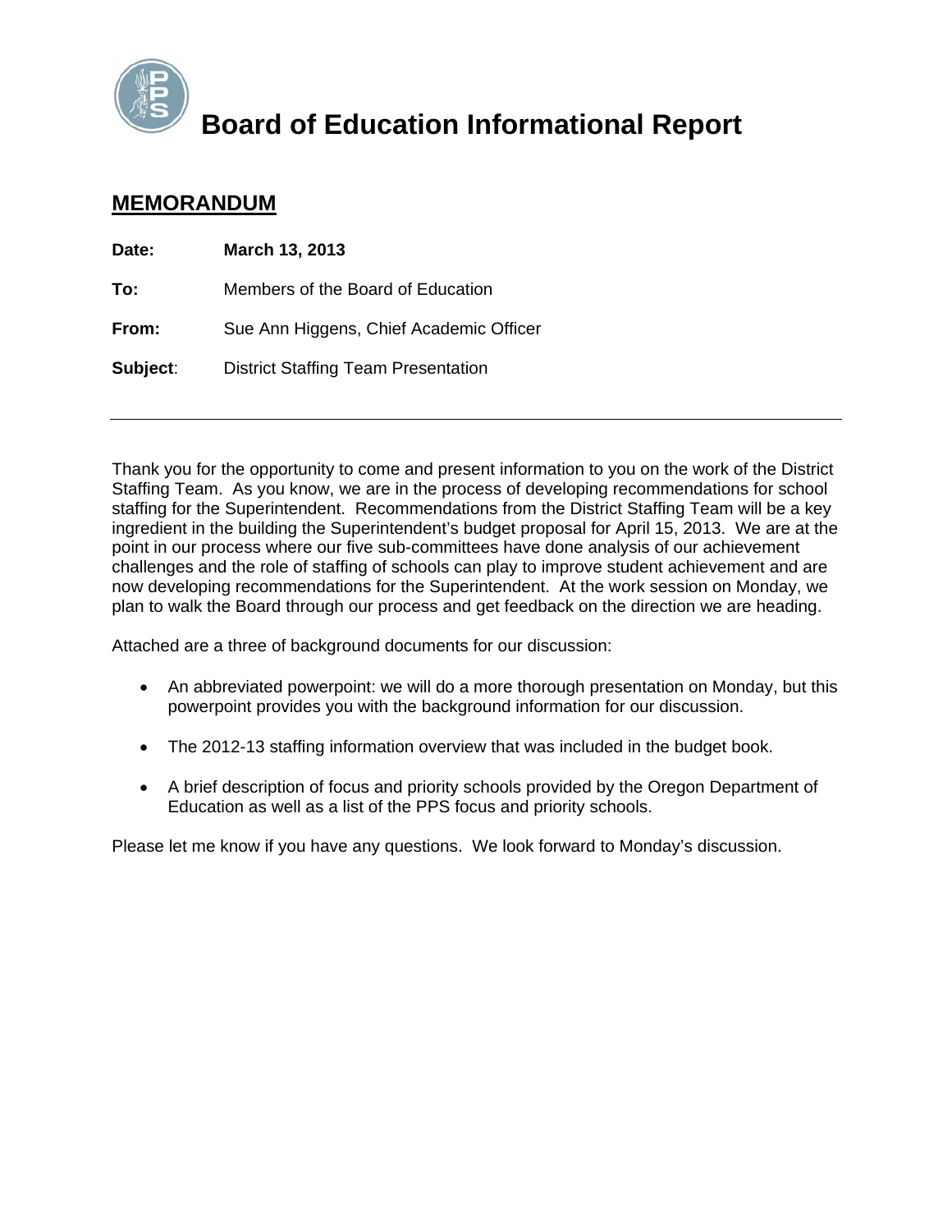# Board of Education Informational Report

## MEMORANDUM

**Date:** **March 13, 2013**

**To:** Members of the Board of Education

**From:** Sue Ann Higgens, Chief Academic Officer

**Subject**: District Staffing Team Presentation

---

Thank you for the opportunity to come and present information to you on the work of the District Staffing Team. As you know, we are in the process of developing recommendations for school staffing for the Superintendent. Recommendations from the District Staffing Team will be a key ingredient in the building the Superintendent's budget proposal for April 15, 2013. We are at the point in our process where our five sub-committees have done analysis of our achievement challenges and the role of staffing of schools can play to improve student achievement and are now developing recommendations for the Superintendent. At the work session on Monday, we plan to walk the Board through our process and get feedback on the direction we are heading.

Attached are a three of background documents for our discussion:

- An abbreviated powerpoint: we will do a more thorough presentation on Monday, but this powerpoint provides you with the background information for our discussion.
- The 2012-13 staffing information overview that was included in the budget book.
- A brief description of focus and priority schools provided by the Oregon Department of Education as well as a list of the PPS focus and priority schools.

Please let me know if you have any questions. We look forward to Monday's discussion.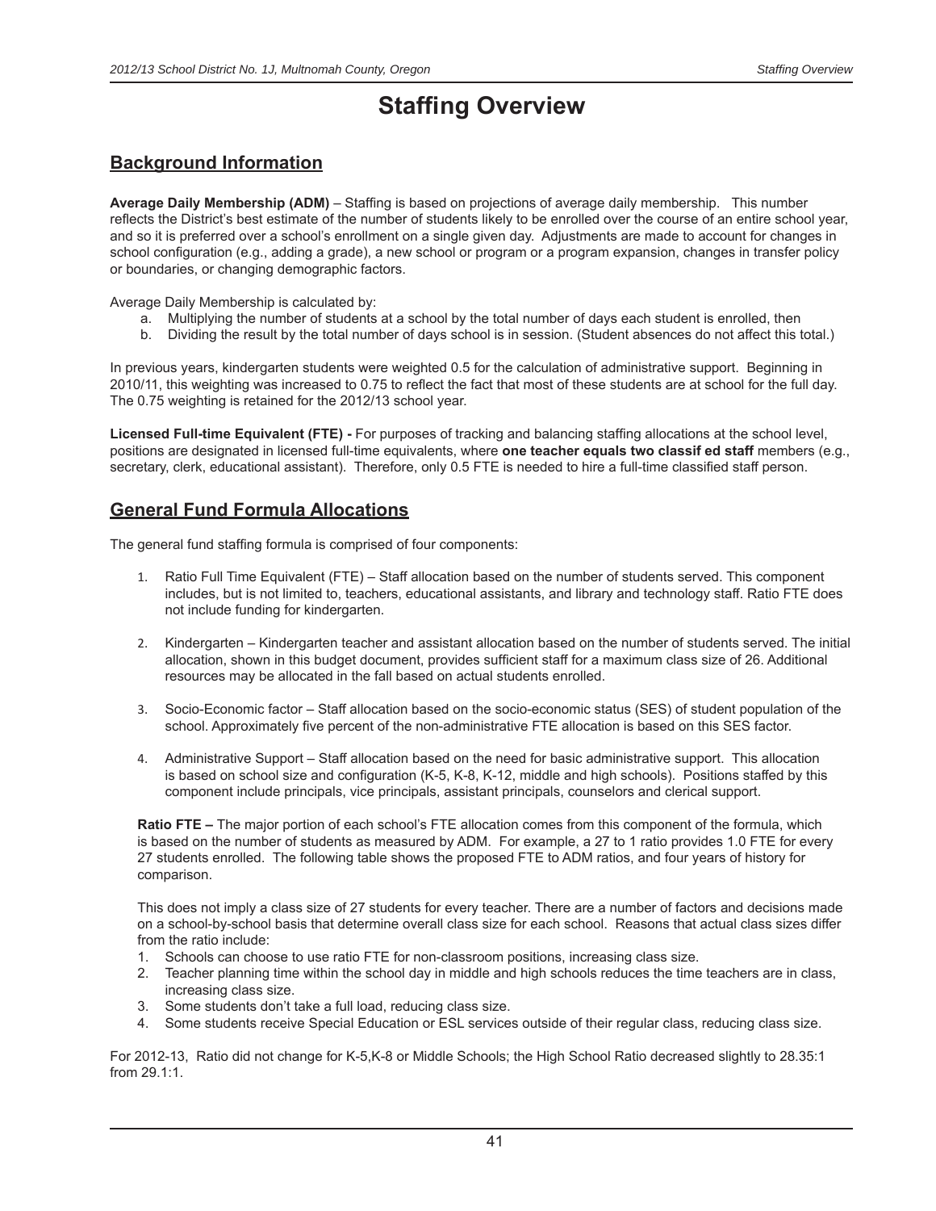# Staffing Overview

## Background Information

**Average Daily Membership (ADM)** – Staffing is based on projections of average daily membership. This number reflects the District's best estimate of the number of students likely to be enrolled over the course of an entire school year, and so it is preferred over a school's enrollment on a single given day. Adjustments are made to account for changes in school configuration (e.g., adding a grade), a new school or program or a program expansion, changes in transfer policy or boundaries, or changing demographic factors.

Average Daily Membership is calculated by:

a. Multiplying the number of students at a school by the total number of days each student is enrolled, then
b. Dividing the result by the total number of days school is in session. (Student absences do not affect this total.)

In previous years, kindergarten students were weighted 0.5 for the calculation of administrative support. Beginning in 2010/11, this weighting was increased to 0.75 to reflect the fact that most of these students are at school for the full day. The 0.75 weighting is retained for the 2012/13 school year.

**Licensed Full-time Equivalent (FTE) -** For purposes of tracking and balancing staffing allocations at the school level, positions are designated in licensed full-time equivalents, where **one teacher equals two classif ed staff** members (e.g., secretary, clerk, educational assistant). Therefore, only 0.5 FTE is needed to hire a full-time classified staff person.

## General Fund Formula Allocations

The general fund staffing formula is comprised of four components:

1. Ratio Full Time Equivalent (FTE) – Staff allocation based on the number of students served. This component includes, but is not limited to, teachers, educational assistants, and library and technology staff. Ratio FTE does not include funding for kindergarten.
2. Kindergarten – Kindergarten teacher and assistant allocation based on the number of students served. The initial allocation, shown in this budget document, provides sufficient staff for a maximum class size of 26. Additional resources may be allocated in the fall based on actual students enrolled.
3. Socio-Economic factor – Staff allocation based on the socio-economic status (SES) of student population of the school. Approximately five percent of the non-administrative FTE allocation is based on this SES factor.
4. Administrative Support – Staff allocation based on the need for basic administrative support. This allocation is based on school size and configuration (K-5, K-8, K-12, middle and high schools). Positions staffed by this component include principals, vice principals, assistant principals, counselors and clerical support.

**Ratio FTE –** The major portion of each school's FTE allocation comes from this component of the formula, which is based on the number of students as measured by ADM. For example, a 27 to 1 ratio provides 1.0 FTE for every 27 students enrolled. The following table shows the proposed FTE to ADM ratios, and four years of history for comparison.

This does not imply a class size of 27 students for every teacher. There are a number of factors and decisions made on a school-by-school basis that determine overall class size for each school. Reasons that actual class sizes differ from the ratio include:

1. Schools can choose to use ratio FTE for non-classroom positions, increasing class size.
2. Teacher planning time within the school day in middle and high schools reduces the time teachers are in class, increasing class size.
3. Some students don't take a full load, reducing class size.
4. Some students receive Special Education or ESL services outside of their regular class, reducing class size.

For 2012-13, Ratio did not change for K-5,K-8 or Middle Schools; the High School Ratio decreased slightly to 28.35:1 from 29.1:1.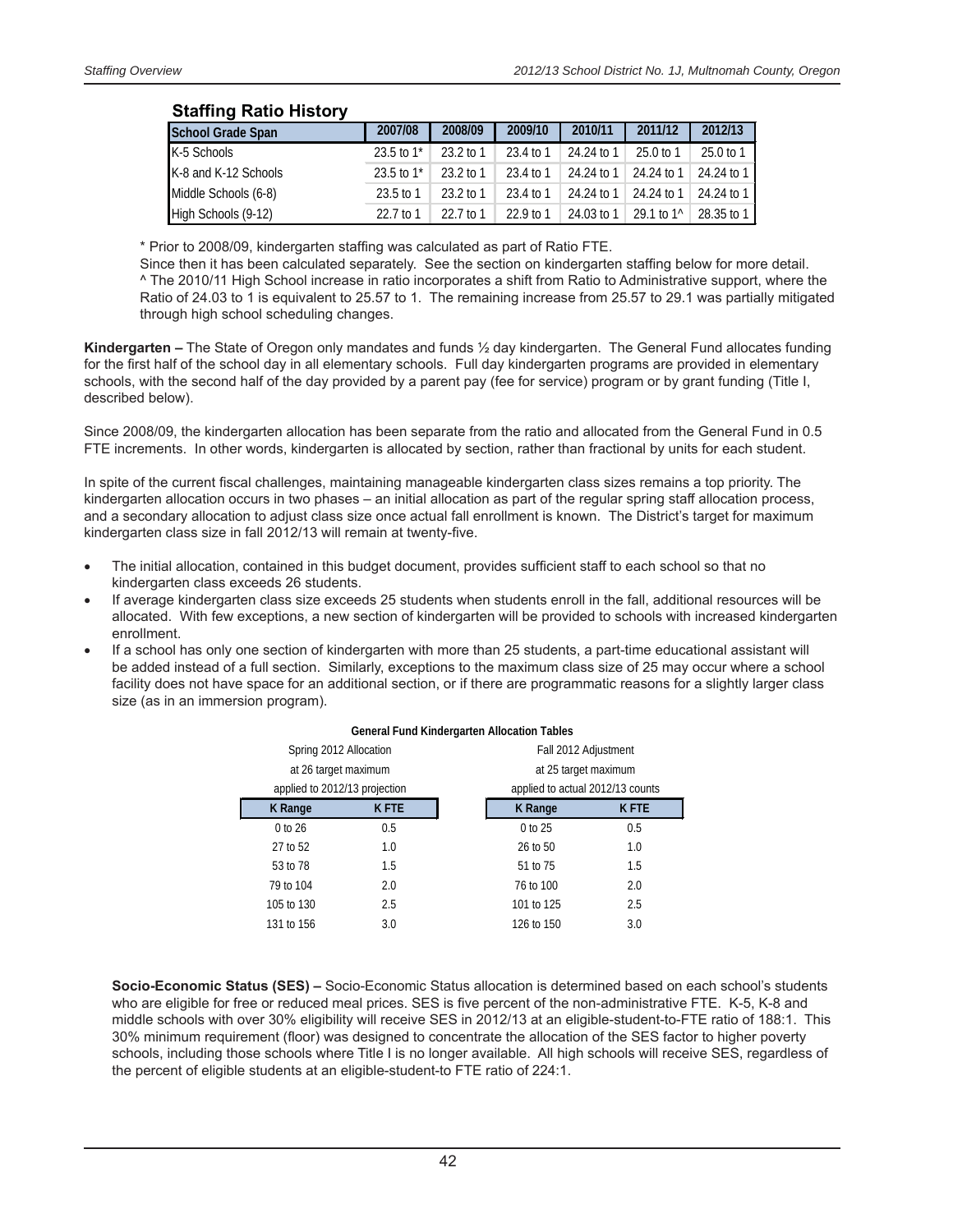## Staffing Ratio History

| School Grade Span | 2007/08 | 2008/09 | 2009/10 | 2010/11 | 2011/12 | 2012/13 |
|---|---|---|---|---|---|---|
| K-5 Schools | 23.5 to 1* | 23.2 to 1 | 23.4 to 1 | 24.24 to 1 | 25.0 to 1 | 25.0 to 1 |
| K-8 and K-12 Schools | 23.5 to 1* | 23.2 to 1 | 23.4 to 1 | 24.24 to 1 | 24.24 to 1 | 24.24 to 1 |
| Middle Schools (6-8) | 23.5 to 1 | 23.2 to 1 | 23.4 to 1 | 24.24 to 1 | 24.24 to 1 | 24.24 to 1 |
| High Schools (9-12) | 22.7 to 1 | 22.7 to 1 | 22.9 to 1 | 24.03 to 1 | 29.1 to 1^ | 28.35 to 1 |

* Prior to 2008/09, kindergarten staffing was calculated as part of Ratio FTE.
Since then it has been calculated separately. See the section on kindergarten staffing below for more detail.
^ The 2010/11 High School increase in ratio incorporates a shift from Ratio to Administrative support, where the Ratio of 24.03 to 1 is equivalent to 25.57 to 1. The remaining increase from 25.57 to 29.1 was partially mitigated through high school scheduling changes.

**Kindergarten –** The State of Oregon only mandates and funds ½ day kindergarten. The General Fund allocates funding for the first half of the school day in all elementary schools. Full day kindergarten programs are provided in elementary schools, with the second half of the day provided by a parent pay (fee for service) program or by grant funding (Title I, described below).

Since 2008/09, the kindergarten allocation has been separate from the ratio and allocated from the General Fund in 0.5 FTE increments. In other words, kindergarten is allocated by section, rather than fractional by units for each student.

In spite of the current fiscal challenges, maintaining manageable kindergarten class sizes remains a top priority. The kindergarten allocation occurs in two phases – an initial allocation as part of the regular spring staff allocation process, and a secondary allocation to adjust class size once actual fall enrollment is known. The District's target for maximum kindergarten class size in fall 2012/13 will remain at twenty-five.

- The initial allocation, contained in this budget document, provides sufficient staff to each school so that no kindergarten class exceeds 26 students.
- If average kindergarten class size exceeds 25 students when students enroll in the fall, additional resources will be allocated. With few exceptions, a new section of kindergarten will be provided to schools with increased kindergarten enrollment.
- If a school has only one section of kindergarten with more than 25 students, a part-time educational assistant will be added instead of a full section. Similarly, exceptions to the maximum class size of 25 may occur where a school facility does not have space for an additional section, or if there are programmatic reasons for a slightly larger class size (as in an immersion program).

**General Fund Kindergarten Allocation Tables**

| Spring 2012 Allocation at 26 target maximum applied to 2012/13 projection | | Fall 2012 Adjustment at 25 target maximum applied to actual 2012/13 counts | |
|---|---|---|---|
| K Range | K FTE | K Range | K FTE |
| 0 to 26 | 0.5 | 0 to 25 | 0.5 |
| 27 to 52 | 1.0 | 26 to 50 | 1.0 |
| 53 to 78 | 1.5 | 51 to 75 | 1.5 |
| 79 to 104 | 2.0 | 76 to 100 | 2.0 |
| 105 to 130 | 2.5 | 101 to 125 | 2.5 |
| 131 to 156 | 3.0 | 126 to 150 | 3.0 |

**Socio-Economic Status (SES) –** Socio-Economic Status allocation is determined based on each school's students who are eligible for free or reduced meal prices. SES is five percent of the non-administrative FTE. K-5, K-8 and middle schools with over 30% eligibility will receive SES in 2012/13 at an eligible-student-to-FTE ratio of 188:1. This 30% minimum requirement (floor) was designed to concentrate the allocation of the SES factor to higher poverty schools, including those schools where Title I is no longer available. All high schools will receive SES, regardless of the percent of eligible students at an eligible-student-to FTE ratio of 224:1.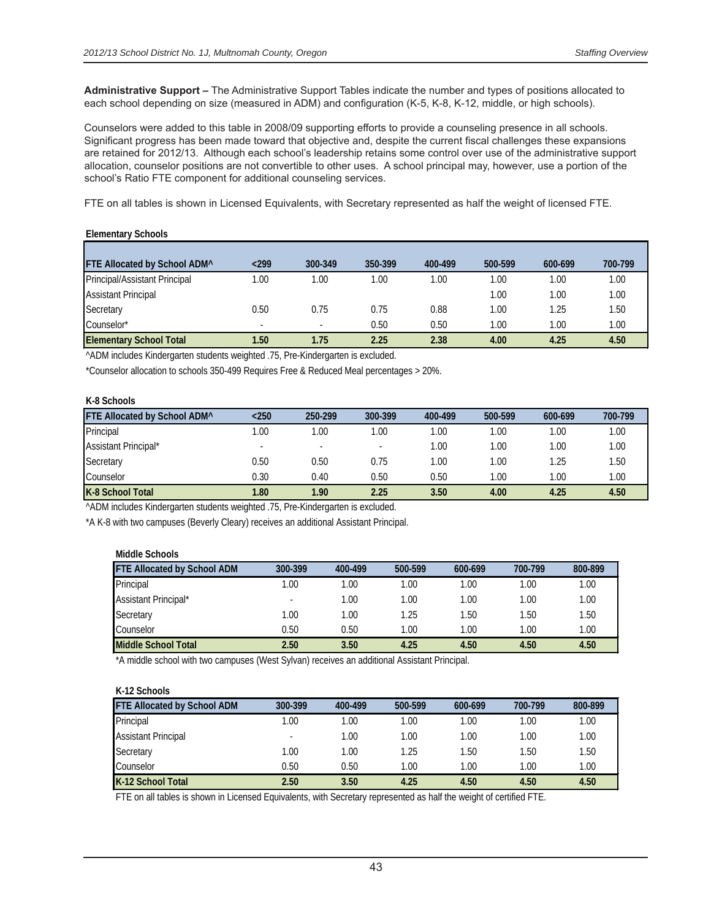**Administrative Support –** The Administrative Support Tables indicate the number and types of positions allocated to each school depending on size (measured in ADM) and configuration (K-5, K-8, K-12, middle, or high schools).

Counselors were added to this table in 2008/09 supporting efforts to provide a counseling presence in all schools. Significant progress has been made toward that objective and, despite the current fiscal challenges these expansions are retained for 2012/13. Although each school's leadership retains some control over use of the administrative support allocation, counselor positions are not convertible to other uses. A school principal may, however, use a portion of the school's Ratio FTE component for additional counseling services.

FTE on all tables is shown in Licensed Equivalents, with Secretary represented as half the weight of licensed FTE.

**Elementary Schools**

| FTE Allocated by School ADM^ | <299 | 300-349 | 350-399 | 400-499 | 500-599 | 600-699 | 700-799 |
|---|---|---|---|---|---|---|---|
| Principal/Assistant Principal | 1.00 | 1.00 | 1.00 | 1.00 | 1.00 | 1.00 | 1.00 |
| Assistant Principal | | | | | 1.00 | 1.00 | 1.00 |
| Secretary | 0.50 | 0.75 | 0.75 | 0.88 | 1.00 | 1.25 | 1.50 |
| Counselor* | - | - | 0.50 | 0.50 | 1.00 | 1.00 | 1.00 |
| **Elementary School Total** | **1.50** | **1.75** | **2.25** | **2.38** | **4.00** | **4.25** | **4.50** |

^ADM includes Kindergarten students weighted .75, Pre-Kindergarten is excluded.

*Counselor allocation to schools 350-499 Requires Free & Reduced Meal percentages > 20%.

**K-8 Schools**

| FTE Allocated by School ADM^ | <250 | 250-299 | 300-399 | 400-499 | 500-599 | 600-699 | 700-799 |
|---|---|---|---|---|---|---|---|
| Principal | 1.00 | 1.00 | 1.00 | 1.00 | 1.00 | 1.00 | 1.00 |
| Assistant Principal* | - | - | - | 1.00 | 1.00 | 1.00 | 1.00 |
| Secretary | 0.50 | 0.50 | 0.75 | 1.00 | 1.00 | 1.25 | 1.50 |
| Counselor | 0.30 | 0.40 | 0.50 | 0.50 | 1.00 | 1.00 | 1.00 |
| **K-8 School Total** | **1.80** | **1.90** | **2.25** | **3.50** | **4.00** | **4.25** | **4.50** |

^ADM includes Kindergarten students weighted .75, Pre-Kindergarten is excluded.

*A K-8 with two campuses (Beverly Cleary) receives an additional Assistant Principal.

**Middle Schools**

| FTE Allocated by School ADM | 300-399 | 400-499 | 500-599 | 600-699 | 700-799 | 800-899 |
|---|---|---|---|---|---|---|
| Principal | 1.00 | 1.00 | 1.00 | 1.00 | 1.00 | 1.00 |
| Assistant Principal* | - | 1.00 | 1.00 | 1.00 | 1.00 | 1.00 |
| Secretary | 1.00 | 1.00 | 1.25 | 1.50 | 1.50 | 1.50 |
| Counselor | 0.50 | 0.50 | 1.00 | 1.00 | 1.00 | 1.00 |
| **Middle School Total** | **2.50** | **3.50** | **4.25** | **4.50** | **4.50** | **4.50** |

*A middle school with two campuses (West Sylvan) receives an additional Assistant Principal.

**K-12 Schools**

| FTE Allocated by School ADM | 300-399 | 400-499 | 500-599 | 600-699 | 700-799 | 800-899 |
|---|---|---|---|---|---|---|
| Principal | 1.00 | 1.00 | 1.00 | 1.00 | 1.00 | 1.00 |
| Assistant Principal | - | 1.00 | 1.00 | 1.00 | 1.00 | 1.00 |
| Secretary | 1.00 | 1.00 | 1.25 | 1.50 | 1.50 | 1.50 |
| Counselor | 0.50 | 0.50 | 1.00 | 1.00 | 1.00 | 1.00 |
| **K-12 School Total** | **2.50** | **3.50** | **4.25** | **4.50** | **4.50** | **4.50** |

FTE on all tables is shown in Licensed Equivalents, with Secretary represented as half the weight of certified FTE.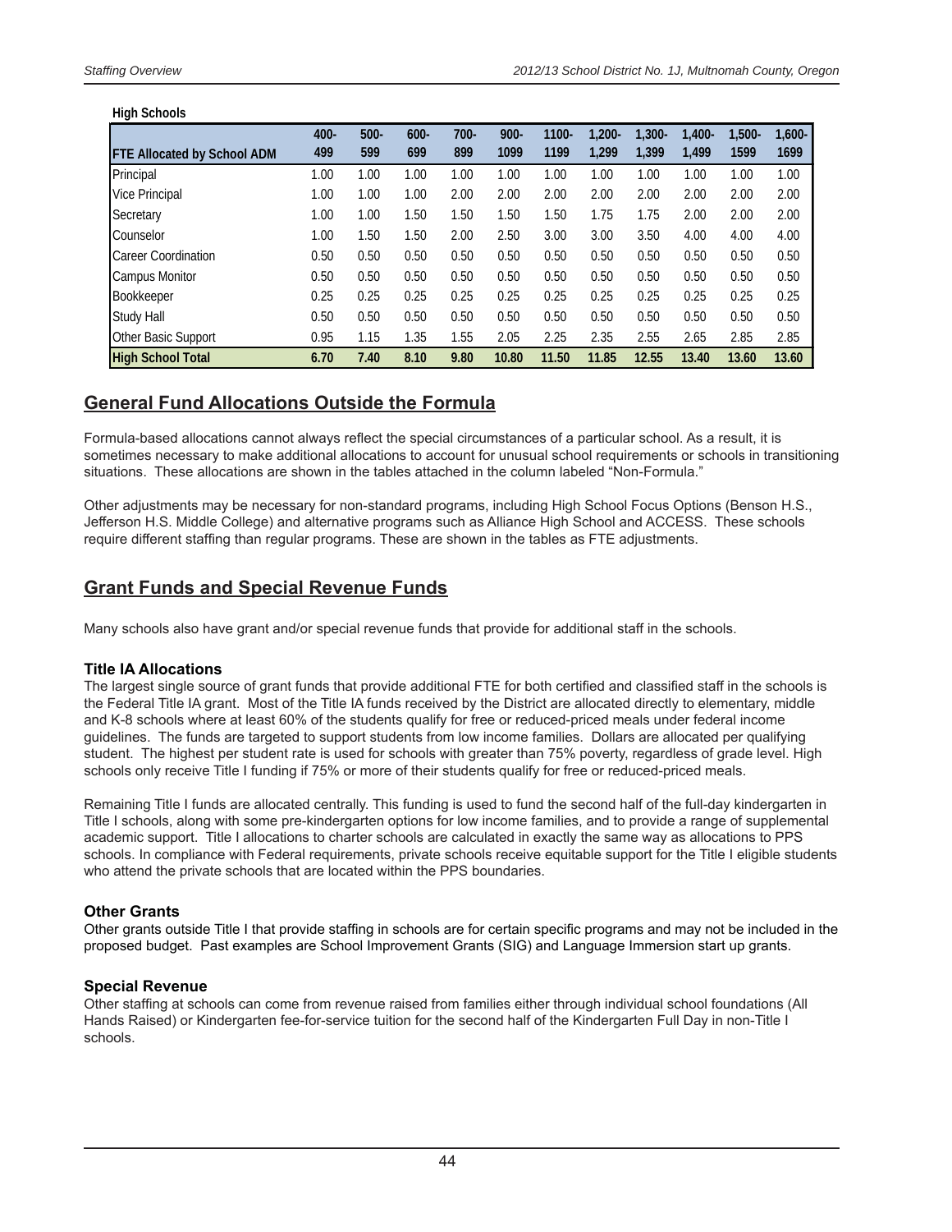**High Schools**

| FTE Allocated by School ADM | 400-499 | 500-599 | 600-699 | 700-899 | 900-1099 | 1100-1199 | 1,200-1,299 | 1,300-1,399 | 1,400-1,499 | 1,500-1599 | 1,600-1699 |
|---|---|---|---|---|---|---|---|---|---|---|---|
| Principal | 1.00 | 1.00 | 1.00 | 1.00 | 1.00 | 1.00 | 1.00 | 1.00 | 1.00 | 1.00 | 1.00 |
| Vice Principal | 1.00 | 1.00 | 1.00 | 2.00 | 2.00 | 2.00 | 2.00 | 2.00 | 2.00 | 2.00 | 2.00 |
| Secretary | 1.00 | 1.00 | 1.50 | 1.50 | 1.50 | 1.50 | 1.75 | 1.75 | 2.00 | 2.00 | 2.00 |
| Counselor | 1.00 | 1.50 | 1.50 | 2.00 | 2.50 | 3.00 | 3.00 | 3.50 | 4.00 | 4.00 | 4.00 |
| Career Coordination | 0.50 | 0.50 | 0.50 | 0.50 | 0.50 | 0.50 | 0.50 | 0.50 | 0.50 | 0.50 | 0.50 |
| Campus Monitor | 0.50 | 0.50 | 0.50 | 0.50 | 0.50 | 0.50 | 0.50 | 0.50 | 0.50 | 0.50 | 0.50 |
| Bookkeeper | 0.25 | 0.25 | 0.25 | 0.25 | 0.25 | 0.25 | 0.25 | 0.25 | 0.25 | 0.25 | 0.25 |
| Study Hall | 0.50 | 0.50 | 0.50 | 0.50 | 0.50 | 0.50 | 0.50 | 0.50 | 0.50 | 0.50 | 0.50 |
| Other Basic Support | 0.95 | 1.15 | 1.35 | 1.55 | 2.05 | 2.25 | 2.35 | 2.55 | 2.65 | 2.85 | 2.85 |
| **High School Total** | **6.70** | **7.40** | **8.10** | **9.80** | **10.80** | **11.50** | **11.85** | **12.55** | **13.40** | **13.60** | **13.60** |

## General Fund Allocations Outside the Formula

Formula-based allocations cannot always reflect the special circumstances of a particular school. As a result, it is sometimes necessary to make additional allocations to account for unusual school requirements or schools in transitioning situations. These allocations are shown in the tables attached in the column labeled "Non-Formula."

Other adjustments may be necessary for non-standard programs, including High School Focus Options (Benson H.S., Jefferson H.S. Middle College) and alternative programs such as Alliance High School and ACCESS. These schools require different staffing than regular programs. These are shown in the tables as FTE adjustments.

## Grant Funds and Special Revenue Funds

Many schools also have grant and/or special revenue funds that provide for additional staff in the schools.

### Title IA Allocations

The largest single source of grant funds that provide additional FTE for both certified and classified staff in the schools is the Federal Title IA grant. Most of the Title IA funds received by the District are allocated directly to elementary, middle and K-8 schools where at least 60% of the students qualify for free or reduced-priced meals under federal income guidelines. The funds are targeted to support students from low income families. Dollars are allocated per qualifying student. The highest per student rate is used for schools with greater than 75% poverty, regardless of grade level. High schools only receive Title I funding if 75% or more of their students qualify for free or reduced-priced meals.

Remaining Title I funds are allocated centrally. This funding is used to fund the second half of the full-day kindergarten in Title I schools, along with some pre-kindergarten options for low income families, and to provide a range of supplemental academic support. Title I allocations to charter schools are calculated in exactly the same way as allocations to PPS schools. In compliance with Federal requirements, private schools receive equitable support for the Title I eligible students who attend the private schools that are located within the PPS boundaries.

### Other Grants

Other grants outside Title I that provide staffing in schools are for certain specific programs and may not be included in the proposed budget. Past examples are School Improvement Grants (SIG) and Language Immersion start up grants.

### Special Revenue

Other staffing at schools can come from revenue raised from families either through individual school foundations (All Hands Raised) or Kindergarten fee-for-service tuition for the second half of the Kindergarten Full Day in non-Title I schools.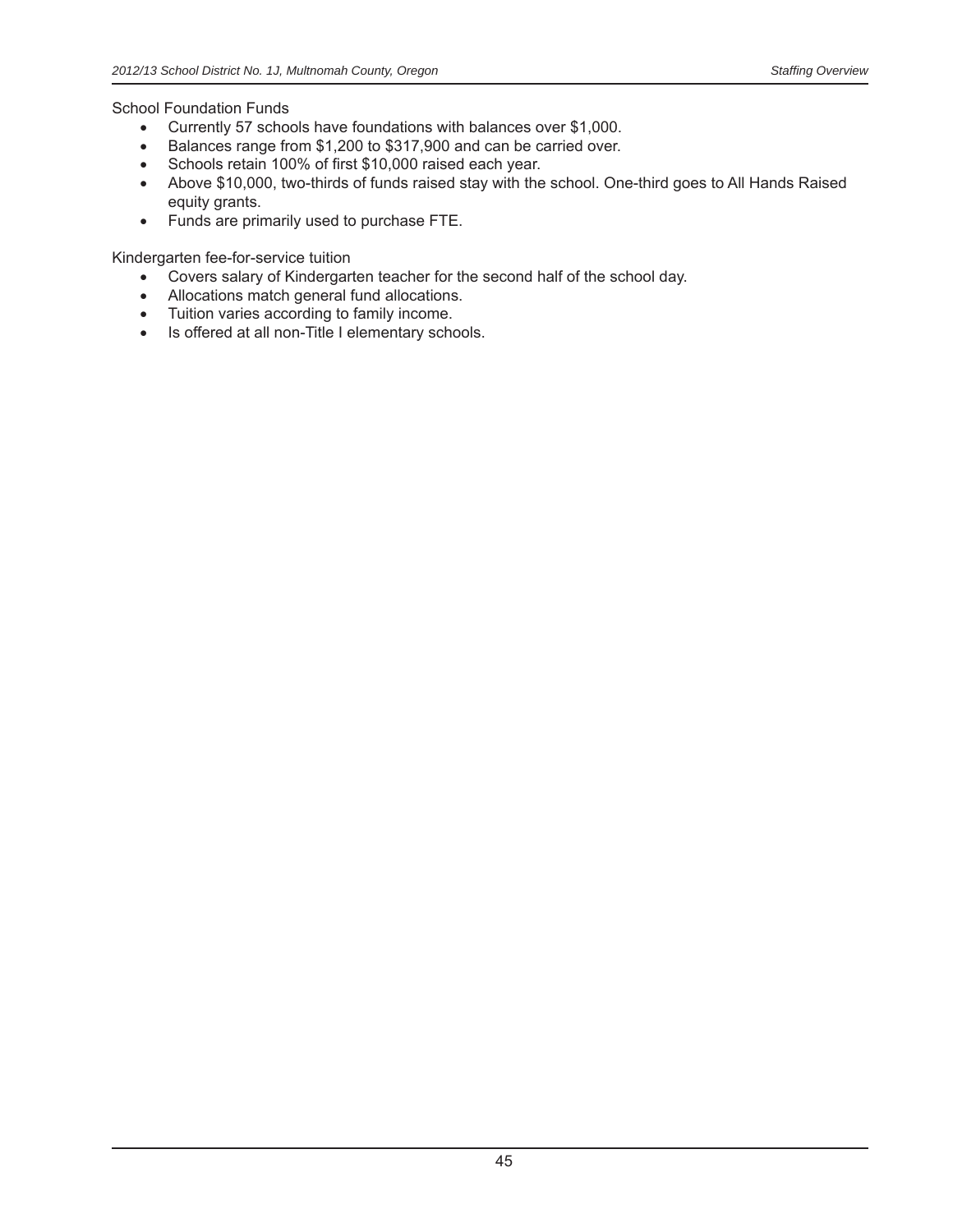School Foundation Funds

- Currently 57 schools have foundations with balances over $1,000.
- Balances range from $1,200 to $317,900 and can be carried over.
- Schools retain 100% of first $10,000 raised each year.
- Above $10,000, two-thirds of funds raised stay with the school. One-third goes to All Hands Raised equity grants.
- Funds are primarily used to purchase FTE.

Kindergarten fee-for-service tuition

- Covers salary of Kindergarten teacher for the second half of the school day.
- Allocations match general fund allocations.
- Tuition varies according to family income.
- Is offered at all non-Title I elementary schools.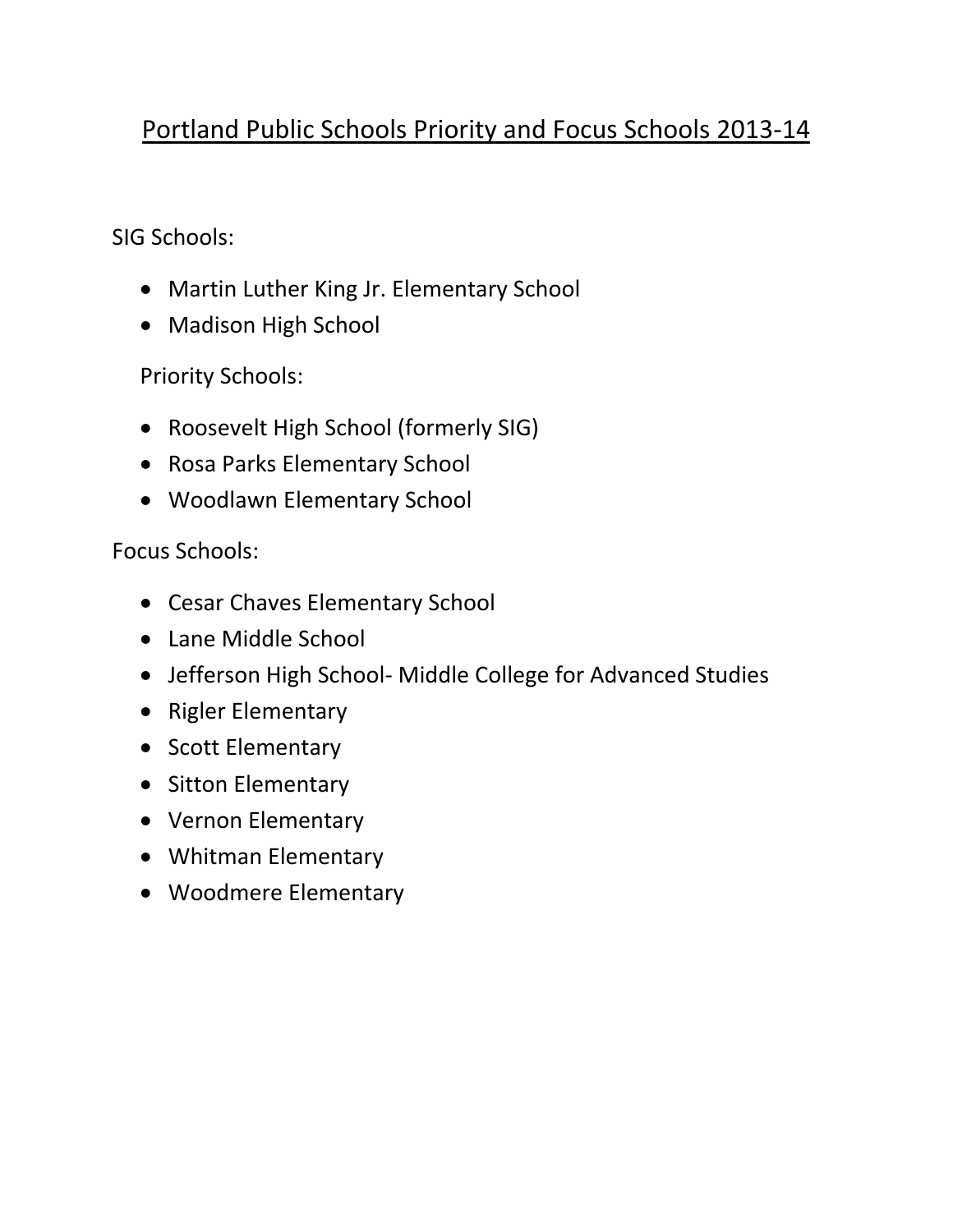# Portland Public Schools Priority and Focus Schools 2013-14

SIG Schools:

- Martin Luther King Jr. Elementary School
- Madison High School

Priority Schools:

- Roosevelt High School (formerly SIG)
- Rosa Parks Elementary School
- Woodlawn Elementary School

Focus Schools:

- Cesar Chaves Elementary School
- Lane Middle School
- Jefferson High School- Middle College for Advanced Studies
- Rigler Elementary
- Scott Elementary
- Sitton Elementary
- Vernon Elementary
- Whitman Elementary
- Woodmere Elementary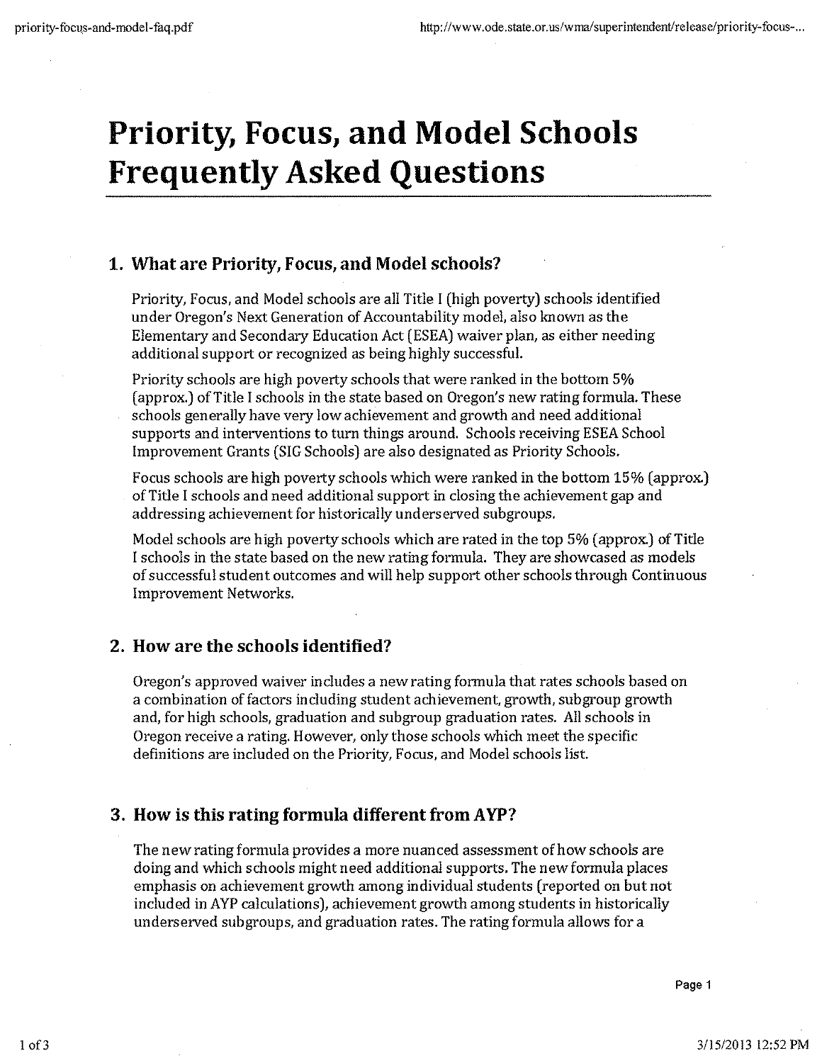# Priority, Focus, and Model Schools Frequently Asked Questions

## 1. What are Priority, Focus, and Model schools?

Priority, Focus, and Model schools are all Title I (high poverty) schools identified under Oregon's Next Generation of Accountability model, also known as the Elementary and Secondary Education Act (ESEA) waiver plan, as either needing additional support or recognized as being highly successful.

Priority schools are high poverty schools that were ranked in the bottom 5% (approx.) of Title I schools in the state based on Oregon's new rating formula. These schools generally have very low achievement and growth and need additional supports and interventions to turn things around. Schools receiving ESEA School Improvement Grants (SIG Schools) are also designated as Priority Schools.

Focus schools are high poverty schools which were ranked in the bottom 15% (approx.) of Title I schools and need additional support in closing the achievement gap and addressing achievement for historically underserved subgroups.

Model schools are high poverty schools which are rated in the top 5% (approx.) of Title I schools in the state based on the new rating formula. They are showcased as models of successful student outcomes and will help support other schools through Continuous Improvement Networks.

## 2. How are the schools identified?

Oregon's approved waiver includes a new rating formula that rates schools based on a combination of factors including student achievement, growth, subgroup growth and, for high schools, graduation and subgroup graduation rates. All schools in Oregon receive a rating. However, only those schools which meet the specific definitions are included on the Priority, Focus, and Model schools list.

## 3. How is this rating formula different from AYP?

The new rating formula provides a more nuanced assessment of how schools are doing and which schools might need additional supports. The new formula places emphasis on achievement growth among individual students (reported on but not included in AYP calculations), achievement growth among students in historically underserved subgroups, and graduation rates. The rating formula allows for a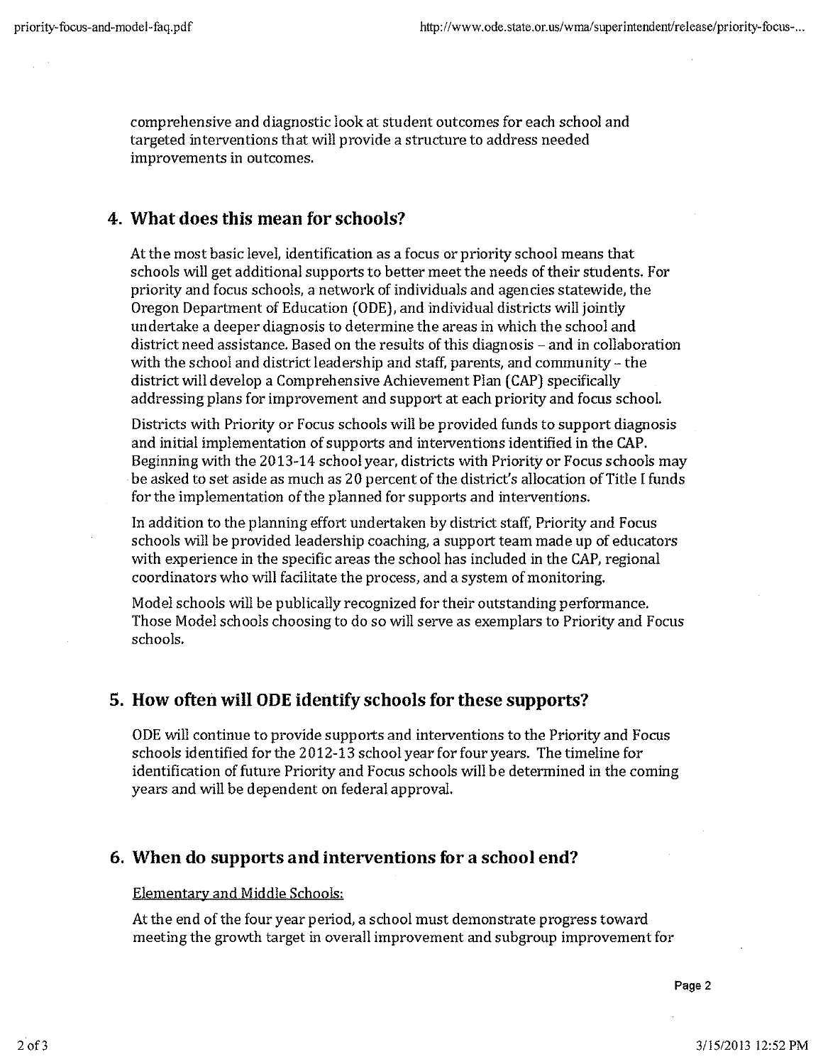comprehensive and diagnostic look at student outcomes for each school and targeted interventions that will provide a structure to address needed improvements in outcomes.

## 4. What does this mean for schools?

At the most basic level, identification as a focus or priority school means that schools will get additional supports to better meet the needs of their students. For priority and focus schools, a network of individuals and agencies statewide, the Oregon Department of Education (ODE), and individual districts will jointly undertake a deeper diagnosis to determine the areas in which the school and district need assistance. Based on the results of this diagnosis – and in collaboration with the school and district leadership and staff, parents, and community – the district will develop a Comprehensive Achievement Plan (CAP) specifically addressing plans for improvement and support at each priority and focus school.

Districts with Priority or Focus schools will be provided funds to support diagnosis and initial implementation of supports and interventions identified in the CAP. Beginning with the 2013-14 school year, districts with Priority or Focus schools may be asked to set aside as much as 20 percent of the district's allocation of Title I funds for the implementation of the planned for supports and interventions.

In addition to the planning effort undertaken by district staff, Priority and Focus schools will be provided leadership coaching, a support team made up of educators with experience in the specific areas the school has included in the CAP, regional coordinators who will facilitate the process, and a system of monitoring.

Model schools will be publically recognized for their outstanding performance. Those Model schools choosing to do so will serve as exemplars to Priority and Focus schools.

## 5. How often will ODE identify schools for these supports?

ODE will continue to provide supports and interventions to the Priority and Focus schools identified for the 2012-13 school year for four years. The timeline for identification of future Priority and Focus schools will be determined in the coming years and will be dependent on federal approval.

## 6. When do supports and interventions for a school end?

Elementary and Middle Schools:

At the end of the four year period, a school must demonstrate progress toward meeting the growth target in overall improvement and subgroup improvement for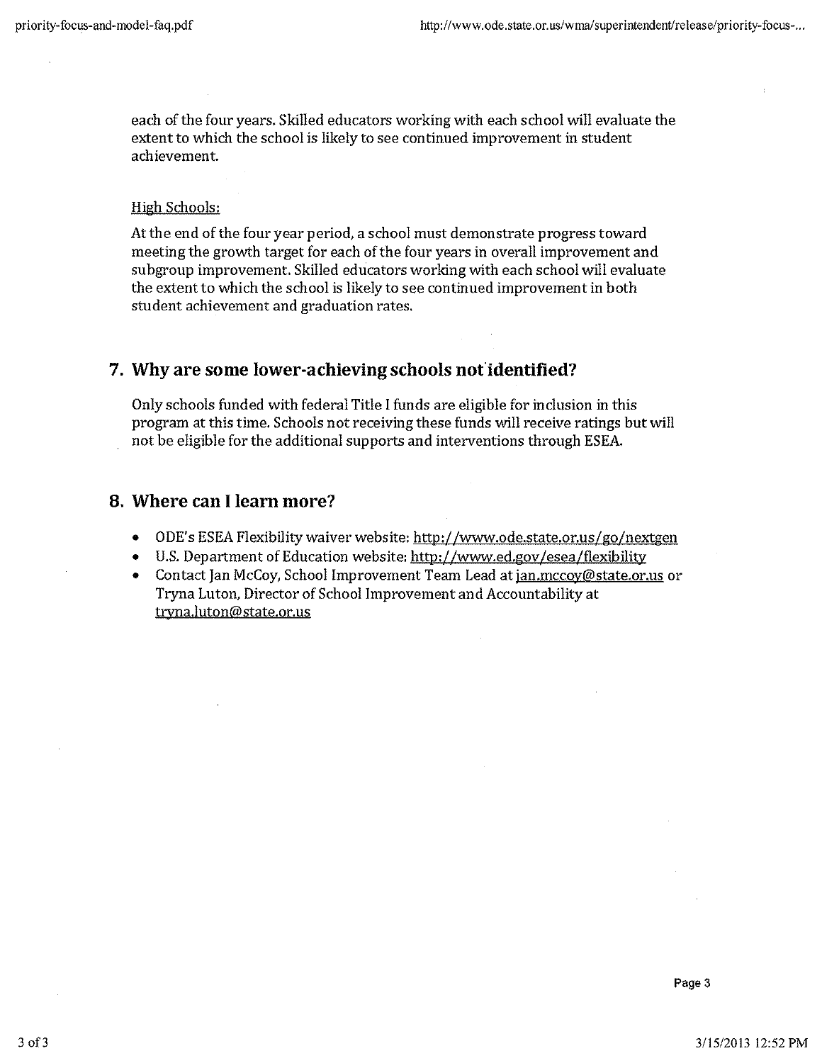each of the four years. Skilled educators working with each school will evaluate the extent to which the school is likely to see continued improvement in student achievement.

High Schools:

At the end of the four year period, a school must demonstrate progress toward meeting the growth target for each of the four years in overall improvement and subgroup improvement. Skilled educators working with each school will evaluate the extent to which the school is likely to see continued improvement in both student achievement and graduation rates.

## 7. Why are some lower-achieving schools not identified?

Only schools funded with federal Title I funds are eligible for inclusion in this program at this time. Schools not receiving these funds will receive ratings but will not be eligible for the additional supports and interventions through ESEA.

## 8. Where can I learn more?

- ODE's ESEA Flexibility waiver website: http://www.ode.state.or.us/go/nextgen
- U.S. Department of Education website: http://www.ed.gov/esea/flexibility
- Contact Jan McCoy, School Improvement Team Lead at jan.mccoy@state.or.us or Tryna Luton, Director of School Improvement and Accountability at tryna.luton@state.or.us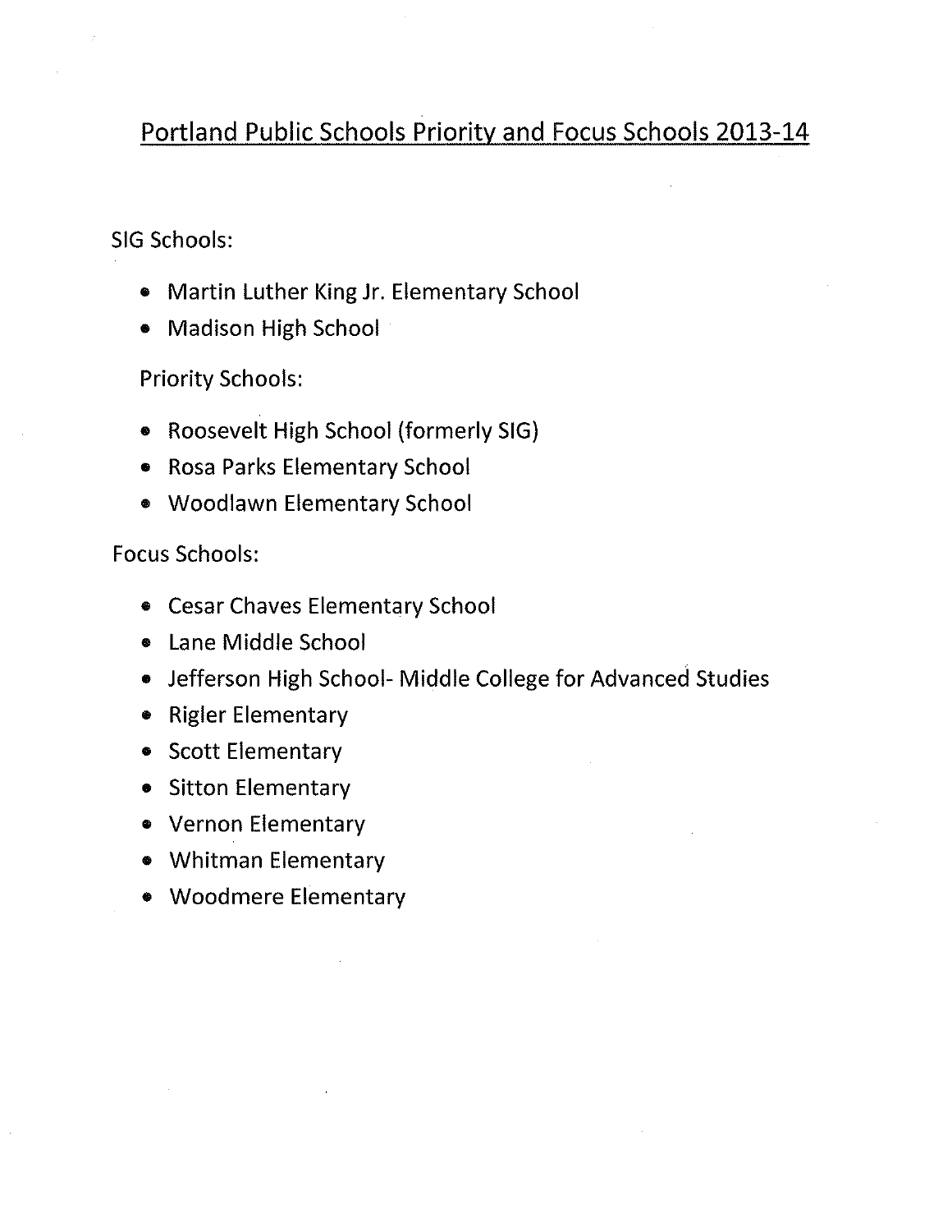# Portland Public Schools Priority and Focus Schools 2013-14

SIG Schools:

- Martin Luther King Jr. Elementary School
- Madison High School

Priority Schools:

- Roosevelt High School (formerly SIG)
- Rosa Parks Elementary School
- Woodlawn Elementary School

Focus Schools:

- Cesar Chaves Elementary School
- Lane Middle School
- Jefferson High School- Middle College for Advanced Studies
- Rigler Elementary
- Scott Elementary
- Sitton Elementary
- Vernon Elementary
- Whitman Elementary
- Woodmere Elementary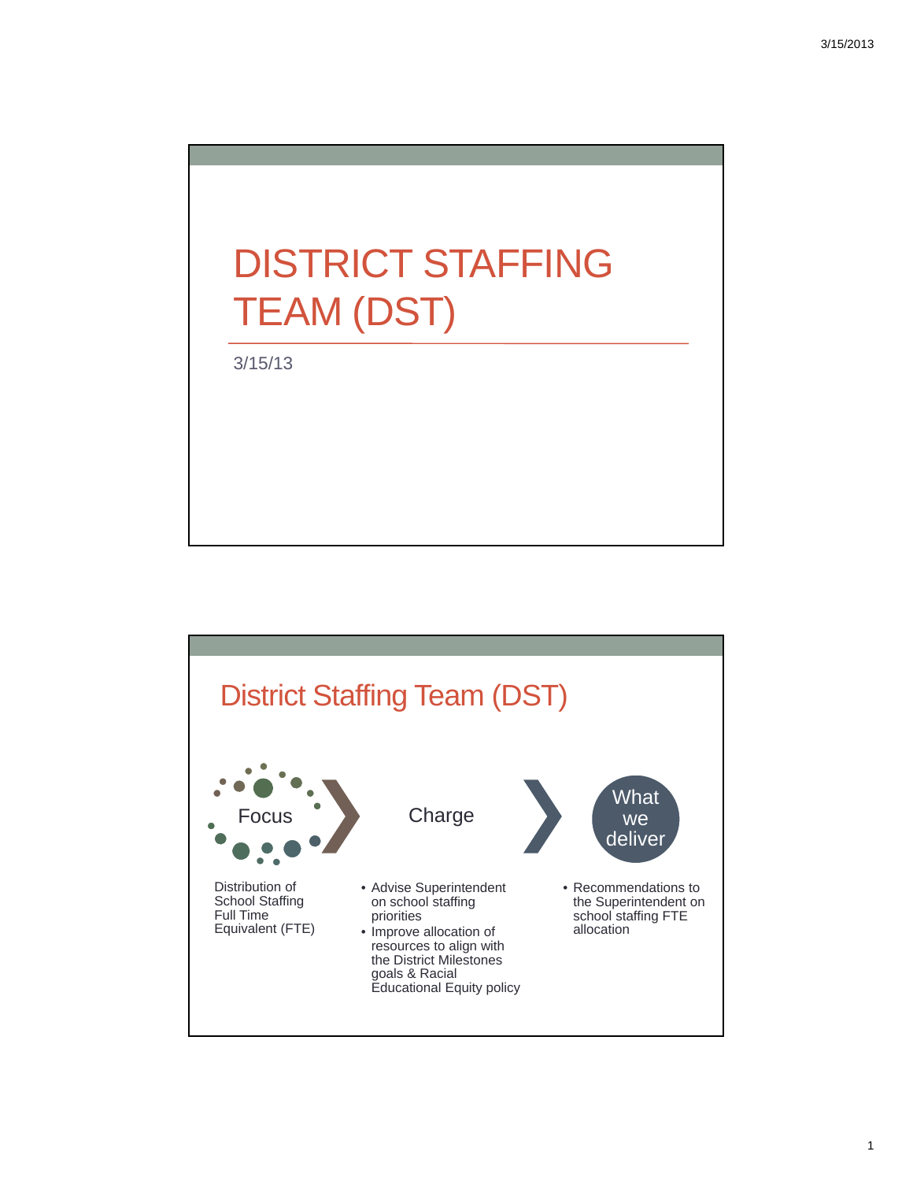# DISTRICT STAFFING TEAM (DST)

3/15/13

## District Staffing Team (DST)

### Focus

Distribution of School Staffing Full Time Equivalent (FTE)

### Charge

- Advise Superintendent on school staffing priorities
- Improve allocation of resources to align with the District Milestones goals & Racial Educational Equity policy

### What we deliver

- Recommendations to the Superintendent on school staffing FTE allocation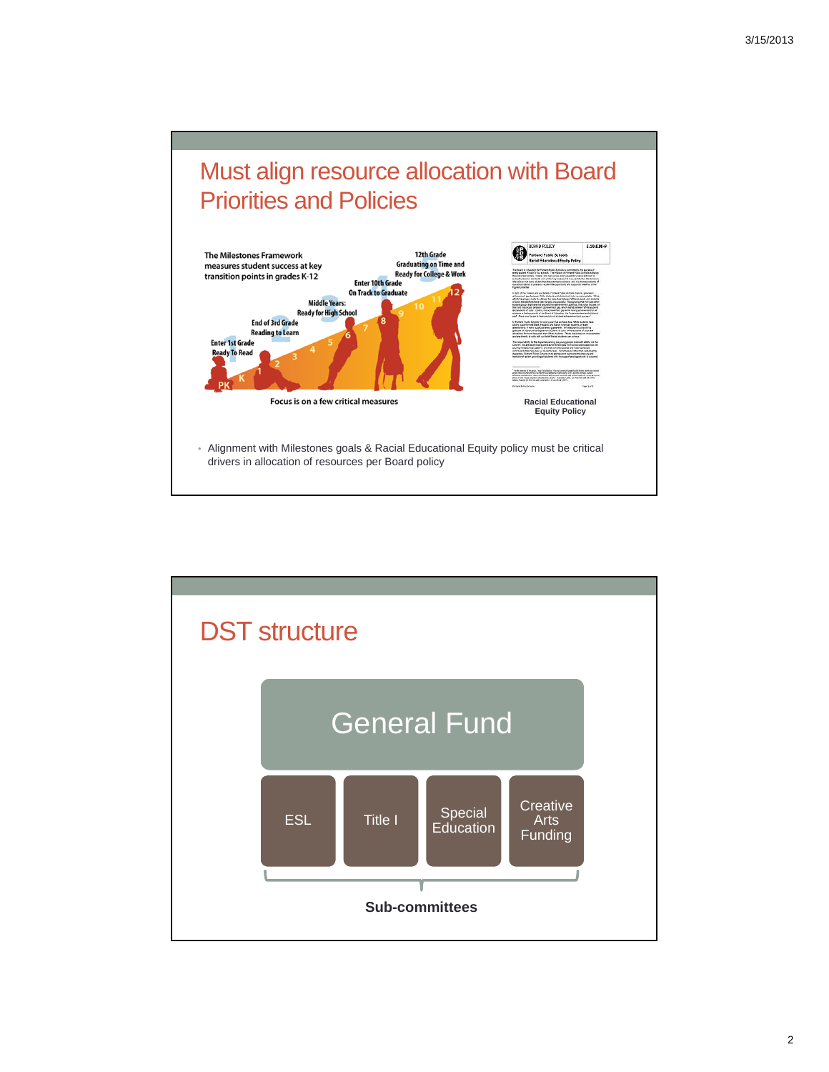## Must align resource allocation with Board Priorities and Policies

The Milestones Framework measures student success at key transition points in grades K-12

- Enter 1st Grade Ready To Read
- End of 3rd Grade Reading to Learn
- Middle Years: Ready for High School
- Enter 10th Grade On Track to Graduate
- 12th Grade Graduating on Time and Ready for College & Work

PK K 1 2 3 4 5 6 7 8 9 10 11 12

Focus is on a few critical measures

Racial Educational Equity Policy

- Alignment with Milestones goals & Racial Educational Equity policy must be critical drivers in allocation of resources per Board policy

## DST structure

General Fund

- ESL
- Title I
- Special Education
- Creative Arts Funding

**Sub-committees**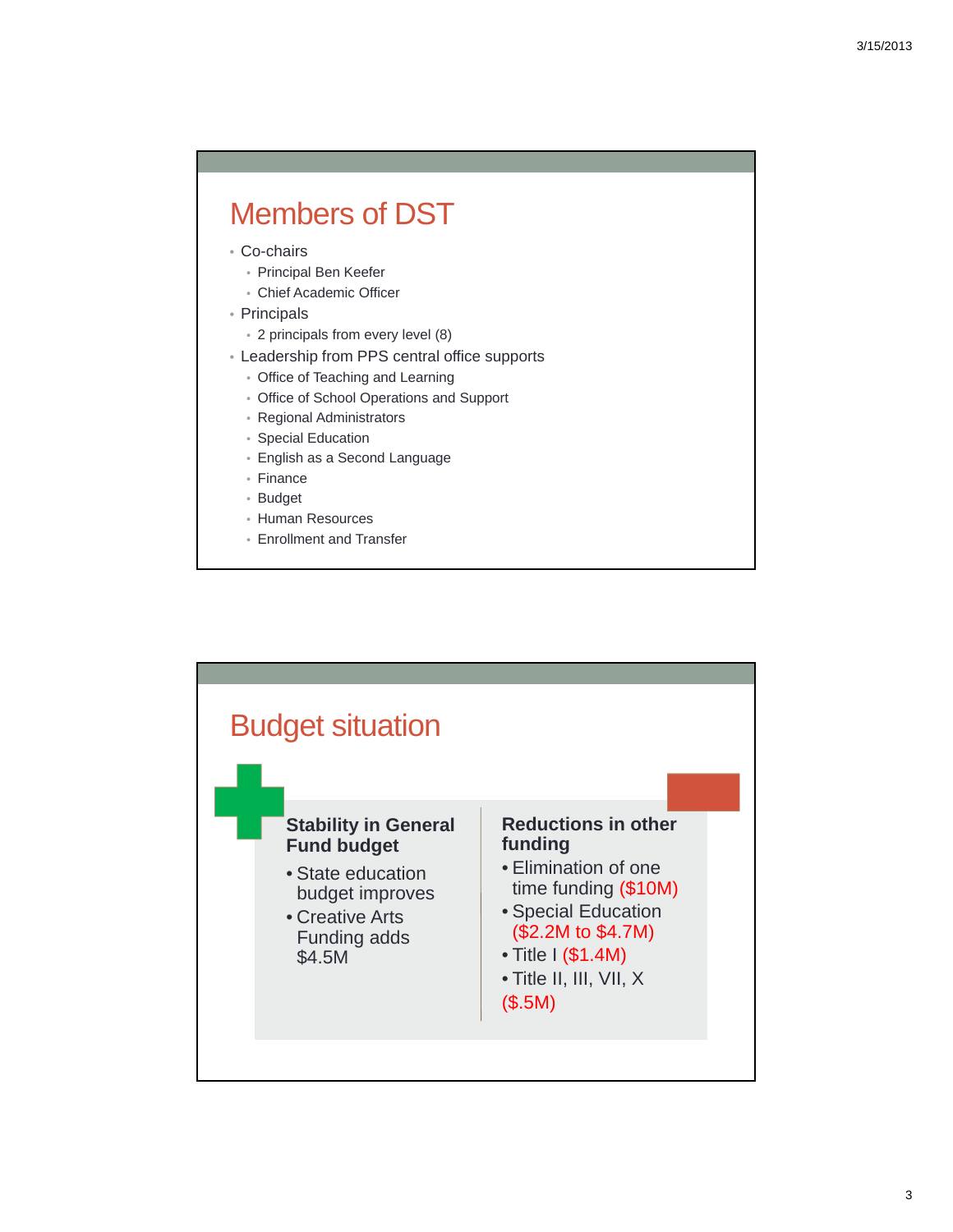# Members of DST

- Co-chairs
  - Principal Ben Keefer
  - Chief Academic Officer
- Principals
  - 2 principals from every level (8)
- Leadership from PPS central office supports
  - Office of Teaching and Learning
  - Office of School Operations and Support
  - Regional Administrators
  - Special Education
  - English as a Second Language
  - Finance
  - Budget
  - Human Resources
  - Enrollment and Transfer

# Budget situation

**Stability in General Fund budget**

- State education budget improves
- Creative Arts Funding adds $4.5M

**Reductions in other funding**

- Elimination of one time funding ($10M)
- Special Education ($2.2M to $4.7M)
- Title I ($1.4M)
- Title II, III, VII, X ($.5M)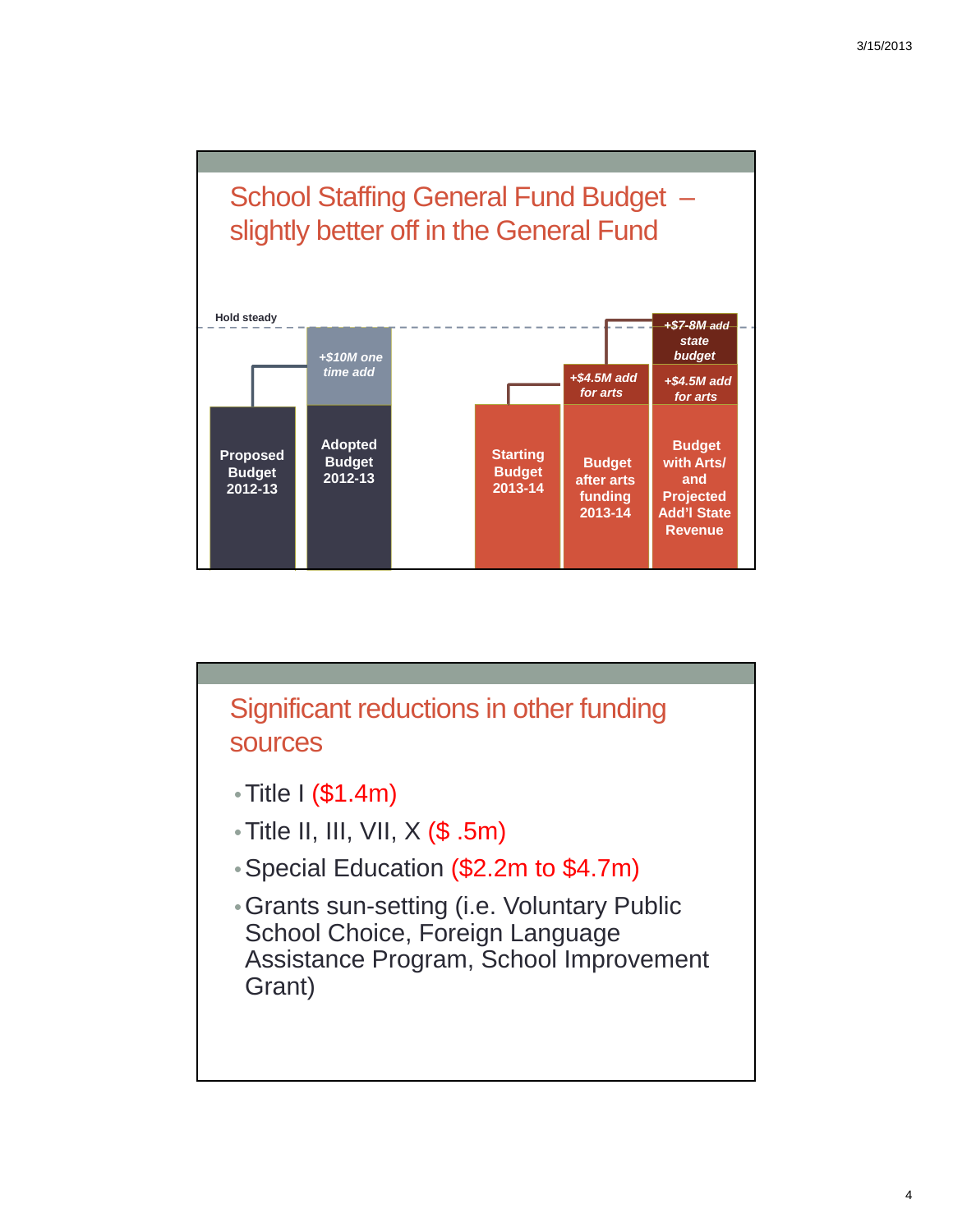## School Staffing General Fund Budget – slightly better off in the General Fund

Hold steady

| Proposed Budget 2012-13 | Adopted Budget 2012-13 | Starting Budget 2013-14 | Budget after arts funding 2013-14 | Budget with Arts/ and Projected Add'l State Revenue |
|---|---|---|---|---|
| | *+$10M one time add* | | *+$4.5M add for arts* | *+$4.5M add for arts* |
| | | | | *+$7-8M add state budget* |

## Significant reductions in other funding sources

- Title I ($1.4m)
- Title II, III, VII, X ($ .5m)
- Special Education ($2.2m to $4.7m)
- Grants sun-setting (i.e. Voluntary Public School Choice, Foreign Language Assistance Program, School Improvement Grant)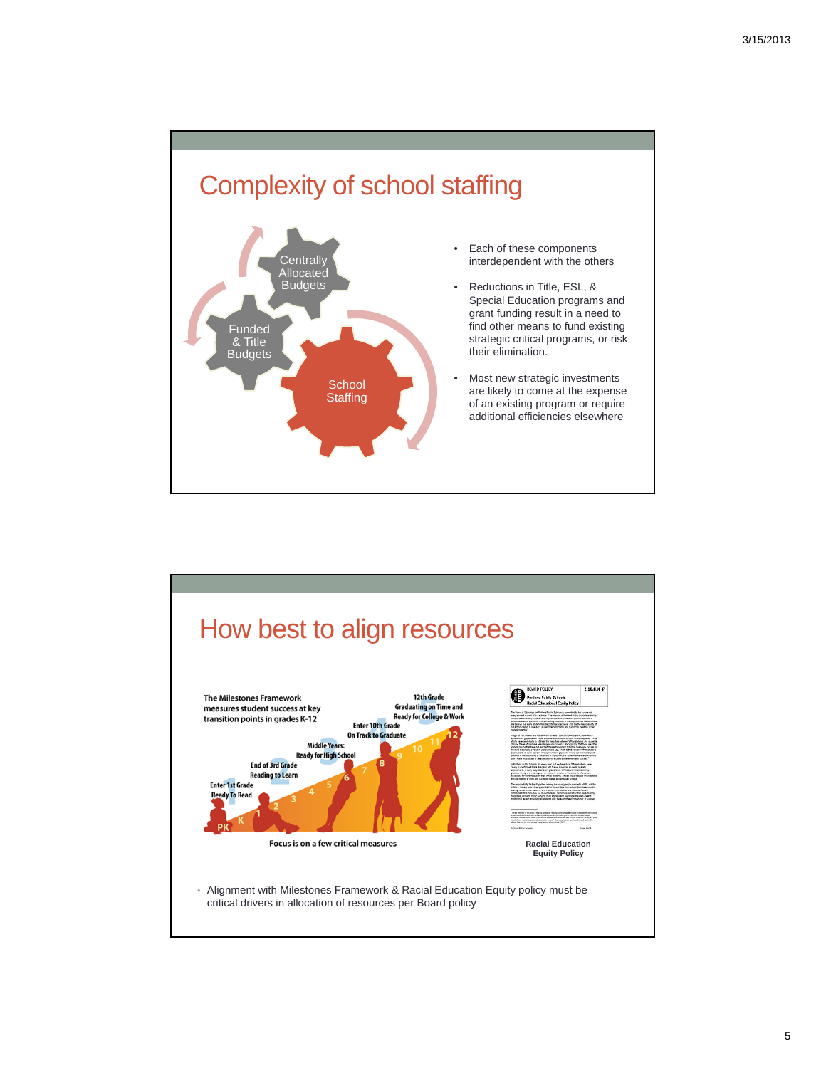## Complexity of school staffing

Centrally Allocated Budgets

Funded & Title Budgets

School Staffing

- Each of these components interdependent with the others
- Reductions in Title, ESL, & Special Education programs and grant funding result in a need to find other means to fund existing strategic critical programs, or risk their elimination.
- Most new strategic investments are likely to come at the expense of an existing program or require additional efficiencies elsewhere

## How best to align resources

The Milestones Framework measures student success at key transition points in grades K-12

Enter 1st Grade Ready To Read

End of 3rd Grade Reading to Learn

Middle Years: Ready for High School

Enter 10th Grade On Track to Graduate

12th Grade Graduating on Time and Ready for College & Work

Focus is on a few critical measures

Racial Education Equity Policy

- Alignment with Milestones Framework & Racial Education Equity policy must be critical drivers in allocation of resources per Board policy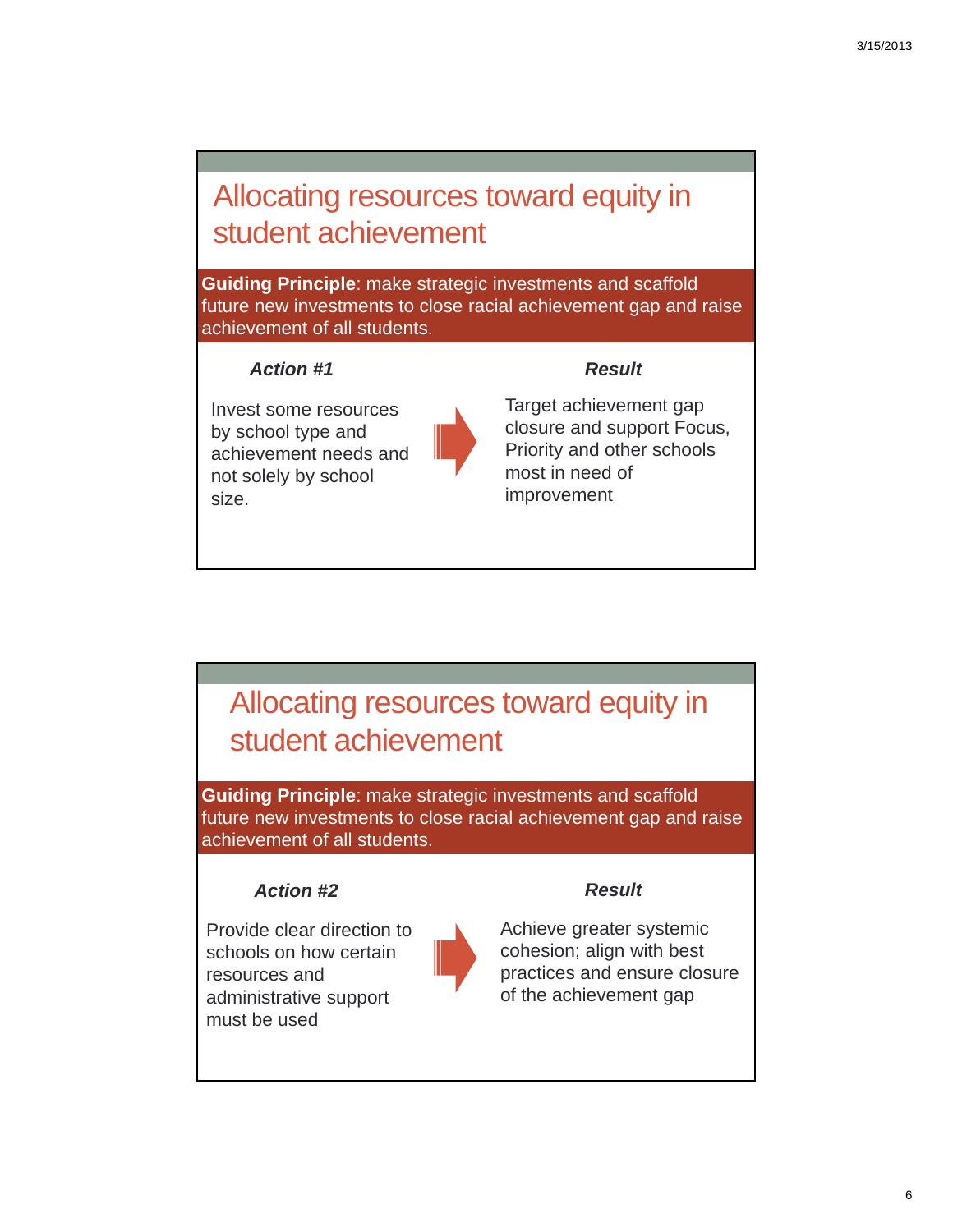## Allocating resources toward equity in student achievement

**Guiding Principle**: make strategic investments and scaffold future new investments to close racial achievement gap and raise achievement of all students.

| *Action #1* | | *Result* |
|---|---|---|
| Invest some resources by school type and achievement needs and not solely by school size. | → | Target achievement gap closure and support Focus, Priority and other schools most in need of improvement |

## Allocating resources toward equity in student achievement

**Guiding Principle**: make strategic investments and scaffold future new investments to close racial achievement gap and raise achievement of all students.

| *Action #2* | | *Result* |
|---|---|---|
| Provide clear direction to schools on how certain resources and administrative support must be used | → | Achieve greater systemic cohesion; align with best practices and ensure closure of the achievement gap |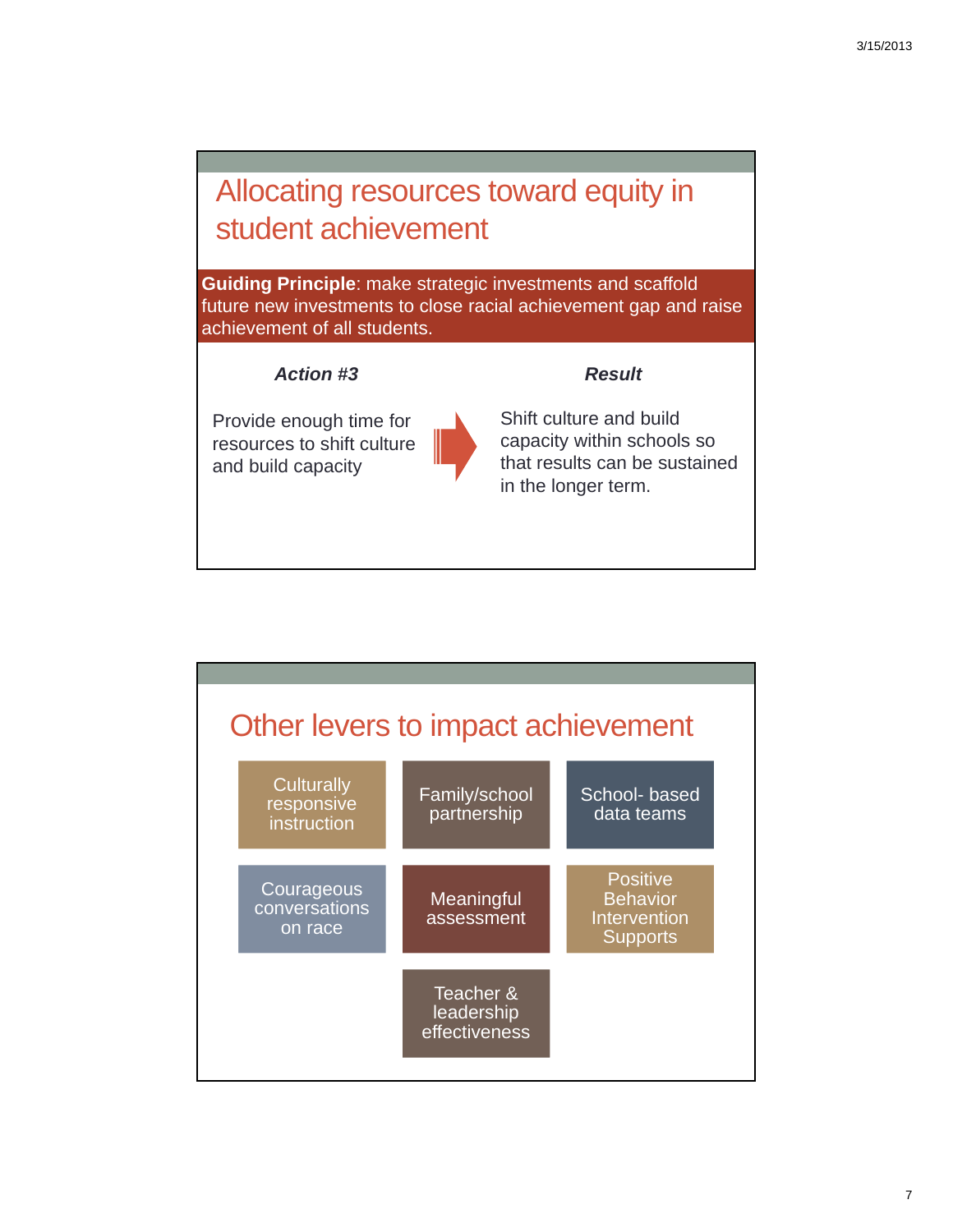## Allocating resources toward equity in student achievement

**Guiding Principle**: make strategic investments and scaffold future new investments to close racial achievement gap and raise achievement of all students.

| ***Action #3*** | | ***Result*** |
|---|---|---|
| Provide enough time for resources to shift culture and build capacity | → | Shift culture and build capacity within schools so that results can be sustained in the longer term. |

## Other levers to impact achievement

- Culturally responsive instruction
- Family/school partnership
- School- based data teams
- Courageous conversations on race
- Meaningful assessment
- Positive Behavior Intervention Supports
- Teacher & leadership effectiveness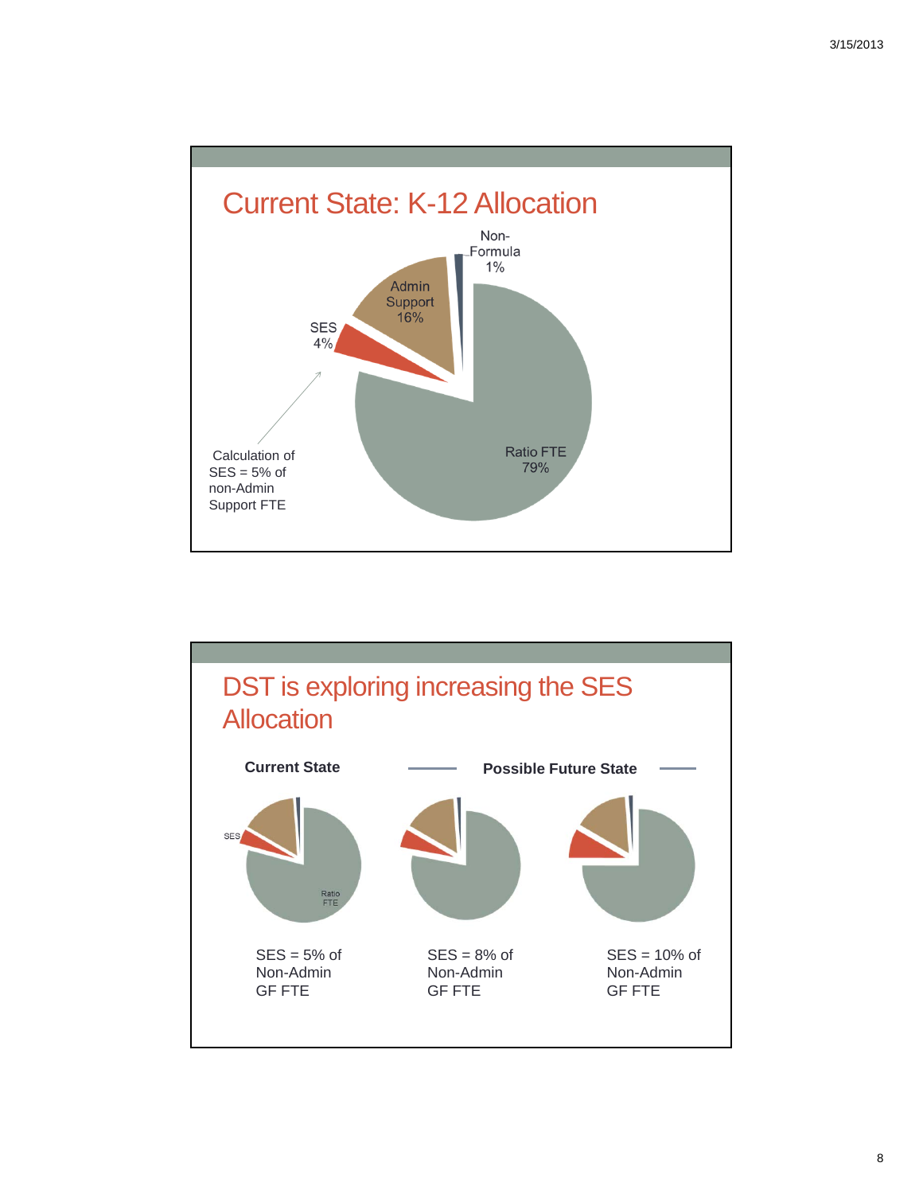## Current State: K-12 Allocation

Non-Formula 1%

Admin Support 16%

SES 4%

Ratio FTE 79%

Calculation of SES = 5% of non-Admin Support FTE

## DST is exploring increasing the SES Allocation

**Current State**

**Possible Future State**

SES

Ratio FTE

SES = 5% of Non-Admin GF FTE

SES = 8% of Non-Admin GF FTE

SES = 10% of Non-Admin GF FTE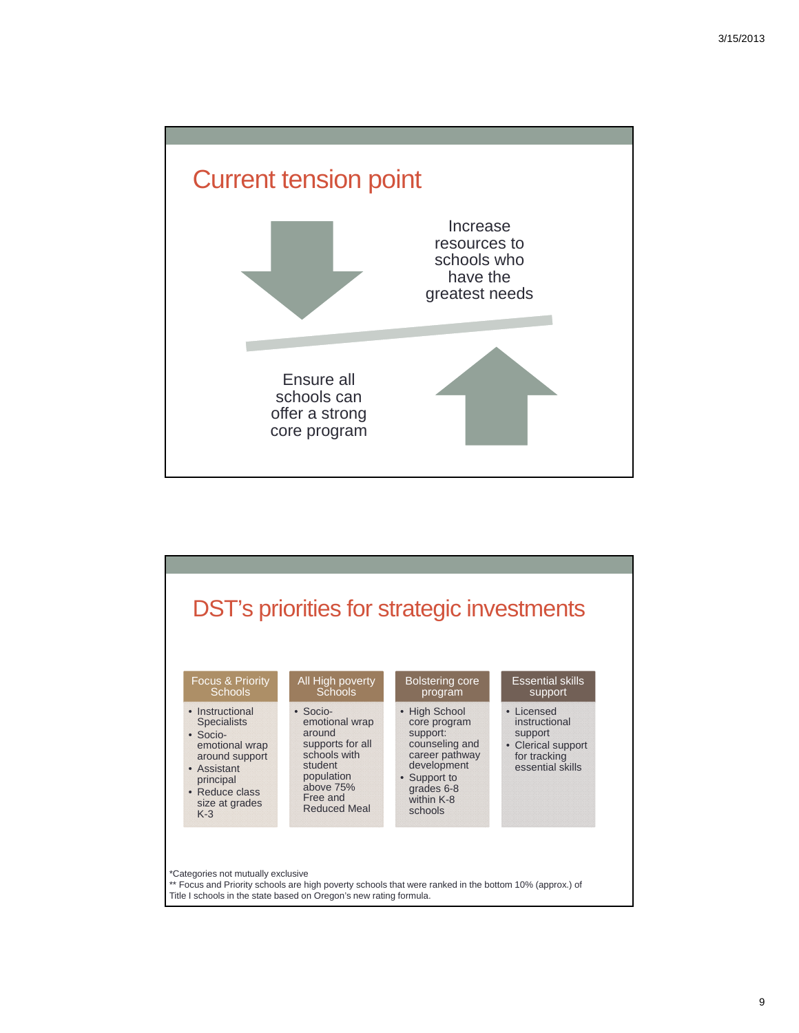# Current tension point

Increase resources to schools who have the greatest needs

Ensure all schools can offer a strong core program

# DST's priorities for strategic investments

| Focus & Priority Schools | All High poverty Schools | Bolstering core program | Essential skills support |
|---|---|---|---|
| • Instructional Specialists<br>• Socio-emotional wrap around support<br>• Assistant principal<br>• Reduce class size at grades K-3 | • Socio-emotional wrap around supports for all schools with student population above 75% Free and Reduced Meal | • High School core program support: counseling and career pathway development<br>• Support to grades 6-8 within K-8 schools | • Licensed instructional support<br>• Clerical support for tracking essential skills |

*Categories not mutually exclusive
** Focus and Priority schools are high poverty schools that were ranked in the bottom 10% (approx.) of Title I schools in the state based on Oregon's new rating formula.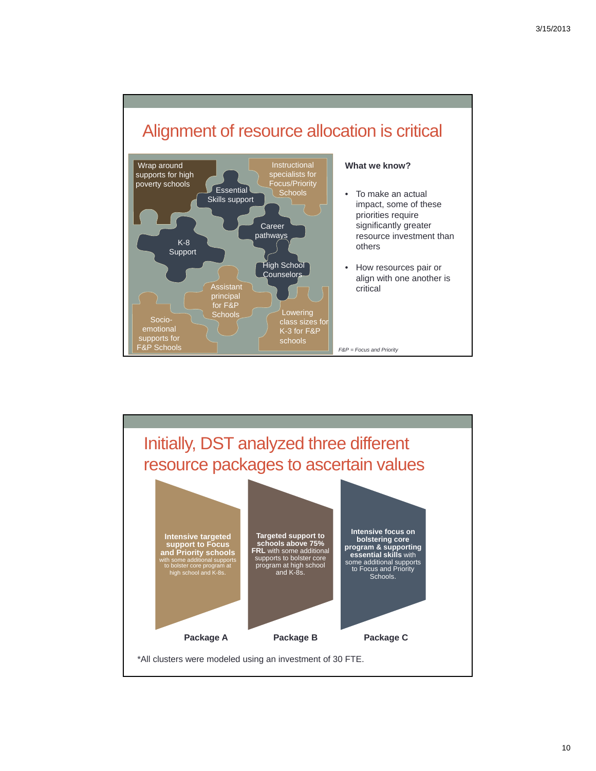## Alignment of resource allocation is critical

- Wrap around supports for high poverty schools
- Essential Skills support
- Instructional specialists for Focus/Priority Schools
- Career pathways
- K-8 Support
- High School Counselors
- Assistant principal for F&P Schools
- Socio-emotional supports for F&P Schools
- Lowering class sizes for K-3 for F&P schools

**What we know?**

- To make an actual impact, some of these priorities require significantly greater resource investment than others
- How resources pair or align with one another is critical

*F&P = Focus and Priority*

## Initially, DST analyzed three different resource packages to ascertain values

**Package A**

**Intensive targeted support to Focus and Priority schools** with some additional supports to bolster core program at high school and K-8s.

**Package B**

**Targeted support to schools above 75% FRL** with some additional supports to bolster core program at high school and K-8s.

**Package C**

**Intensive focus on bolstering core program & supporting essential skills** with some additional supports to Focus and Priority Schools.

*All clusters were modeled using an investment of 30 FTE.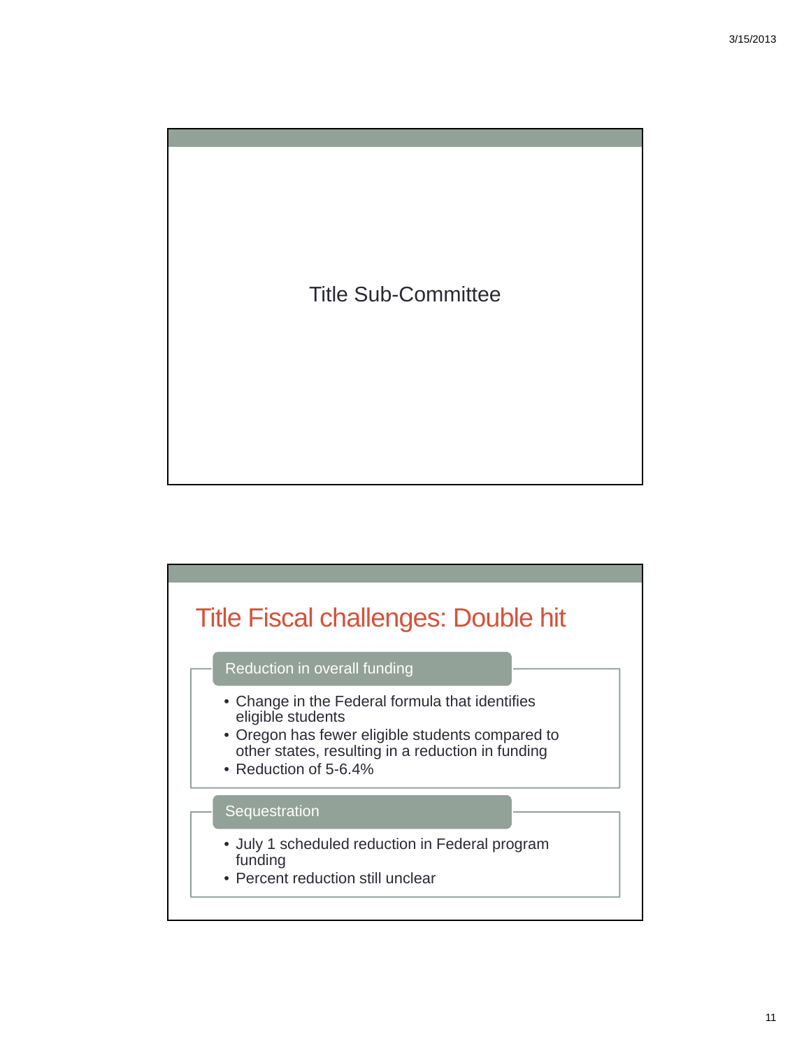# Title Sub-Committee

## Title Fiscal challenges: Double hit

### Reduction in overall funding

- Change in the Federal formula that identifies eligible students
- Oregon has fewer eligible students compared to other states, resulting in a reduction in funding
- Reduction of 5-6.4%

### Sequestration

- July 1 scheduled reduction in Federal program funding
- Percent reduction still unclear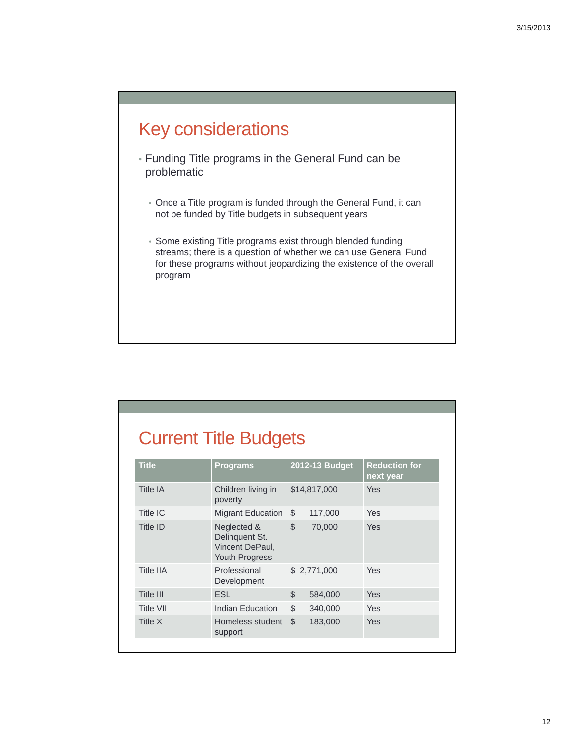## Key considerations

- Funding Title programs in the General Fund can be problematic
  - Once a Title program is funded through the General Fund, it can not be funded by Title budgets in subsequent years
  - Some existing Title programs exist through blended funding streams; there is a question of whether we can use General Fund for these programs without jeopardizing the existence of the overall program

## Current Title Budgets

| Title | Programs | 2012-13 Budget | Reduction for next year |
|---|---|---|---|
| Title IA | Children living in poverty | $14,817,000 | Yes |
| Title IC | Migrant Education | $ 117,000 | Yes |
| Title ID | Neglected & Delinquent St. Vincent DePaul, Youth Progress | $ 70,000 | Yes |
| Title IIA | Professional Development | $ 2,771,000 | Yes |
| Title III | ESL | $ 584,000 | Yes |
| Title VII | Indian Education | $ 340,000 | Yes |
| Title X | Homeless student support | $ 183,000 | Yes |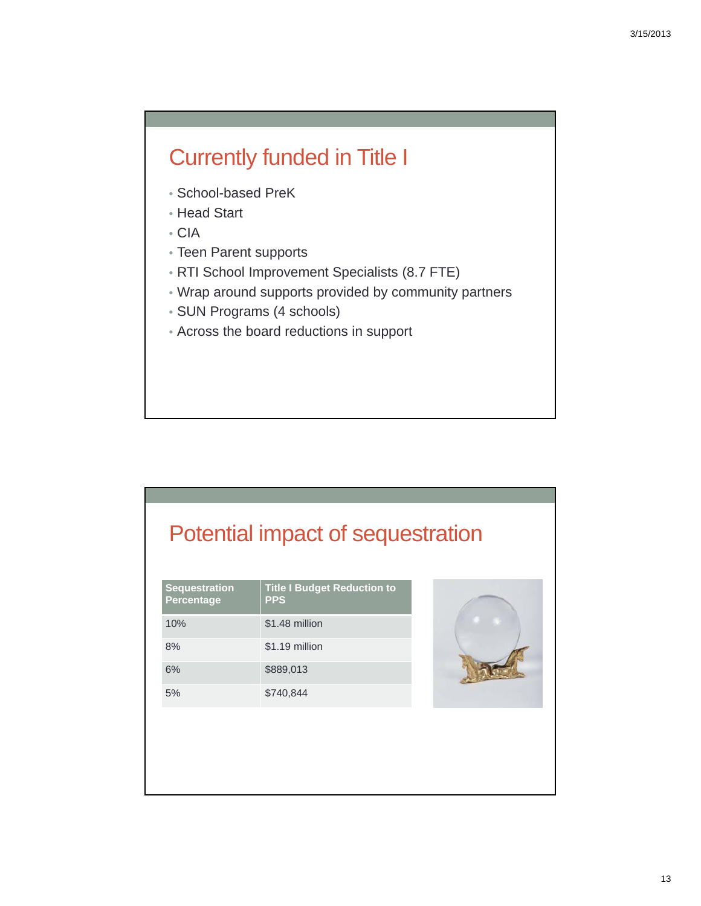## Currently funded in Title I

- School-based PreK
- Head Start
- CIA
- Teen Parent supports
- RTI School Improvement Specialists (8.7 FTE)
- Wrap around supports provided by community partners
- SUN Programs (4 schools)
- Across the board reductions in support

## Potential impact of sequestration

| Sequestration Percentage | Title I Budget Reduction to PPS |
| --- | --- |
| 10% | $1.48 million |
| 8% | $1.19 million |
| 6% | $889,013 |
| 5% | $740,844 |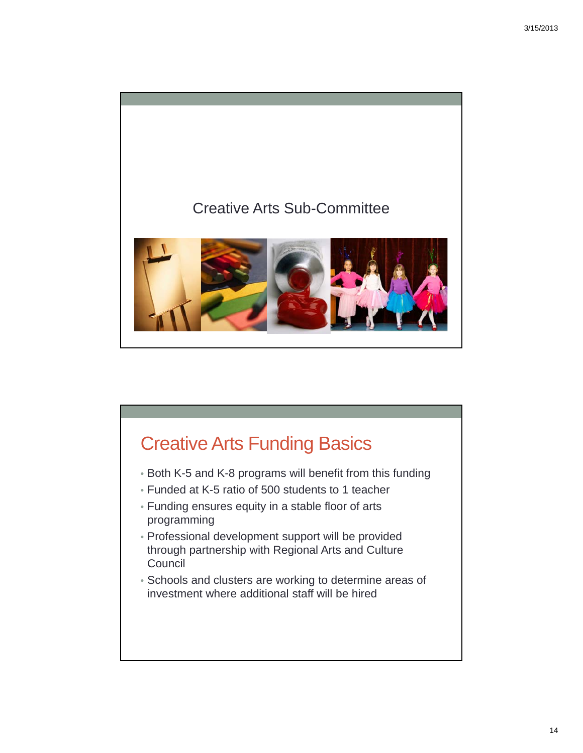Creative Arts Sub-Committee

## Creative Arts Funding Basics

- Both K-5 and K-8 programs will benefit from this funding
- Funded at K-5 ratio of 500 students to 1 teacher
- Funding ensures equity in a stable floor of arts programming
- Professional development support will be provided through partnership with Regional Arts and Culture Council
- Schools and clusters are working to determine areas of investment where additional staff will be hired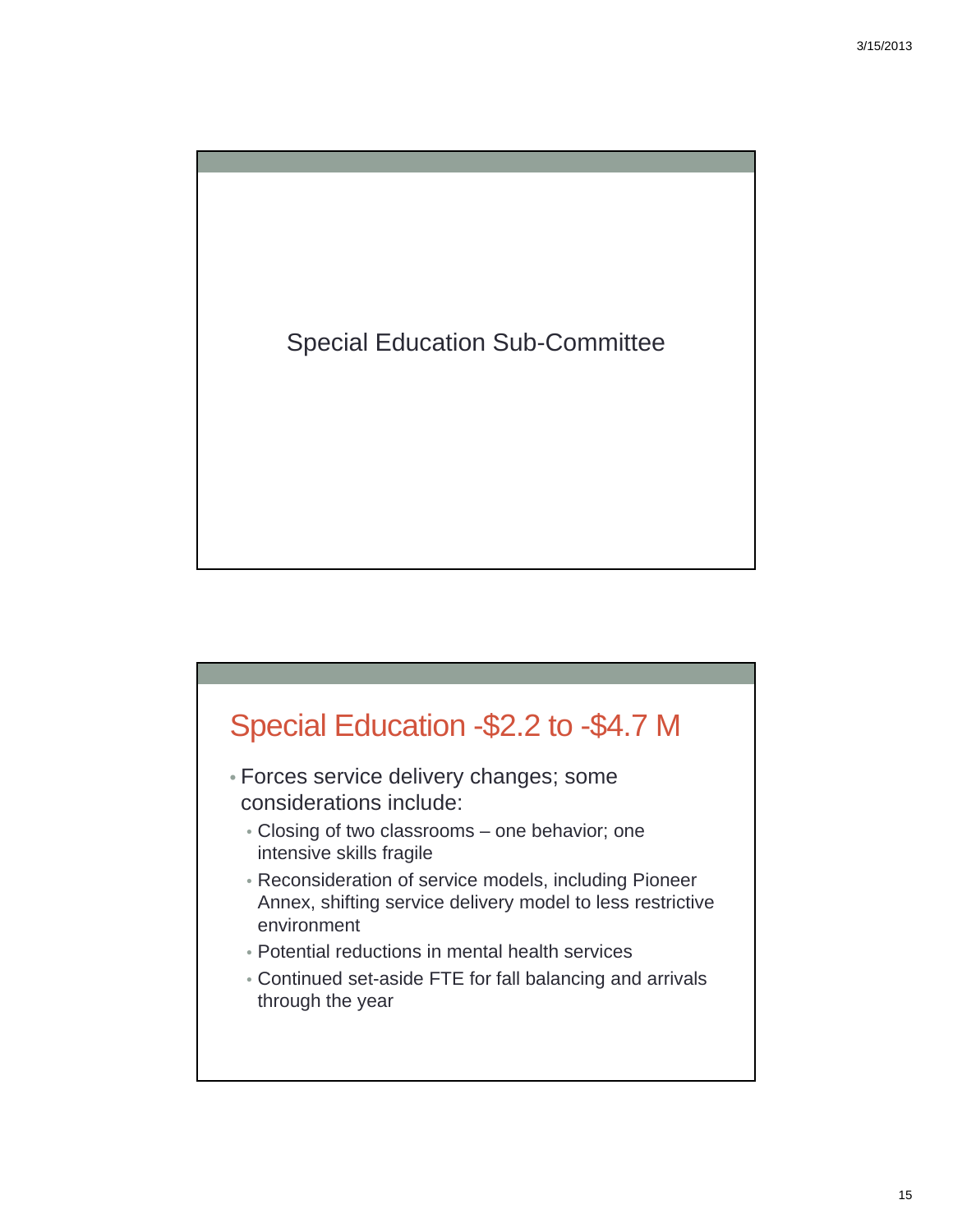## Special Education Sub-Committee

## Special Education -$2.2 to -$4.7 M

- Forces service delivery changes; some considerations include:
  - Closing of two classrooms – one behavior; one intensive skills fragile
  - Reconsideration of service models, including Pioneer Annex, shifting service delivery model to less restrictive environment
  - Potential reductions in mental health services
  - Continued set-aside FTE for fall balancing and arrivals through the year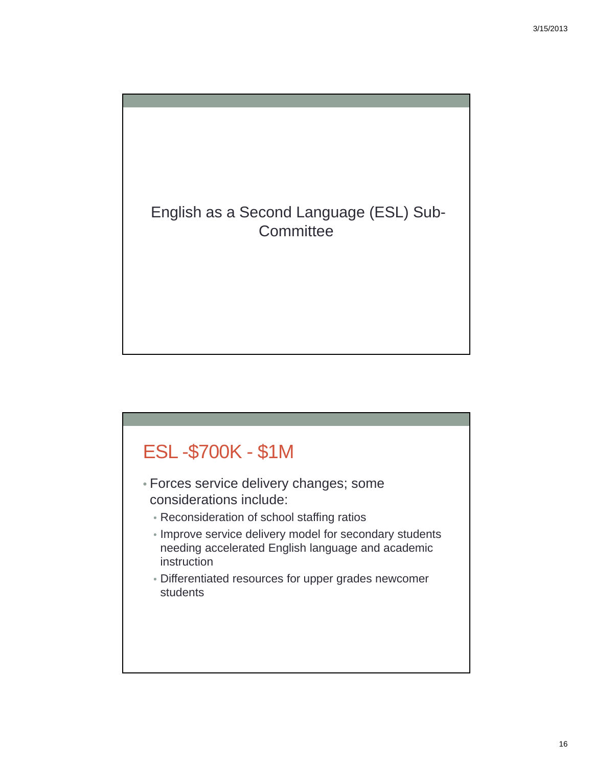# English as a Second Language (ESL) Sub-Committee

## ESL -$700K - $1M

- Forces service delivery changes; some considerations include:
  - Reconsideration of school staffing ratios
  - Improve service delivery model for secondary students needing accelerated English language and academic instruction
  - Differentiated resources for upper grades newcomer students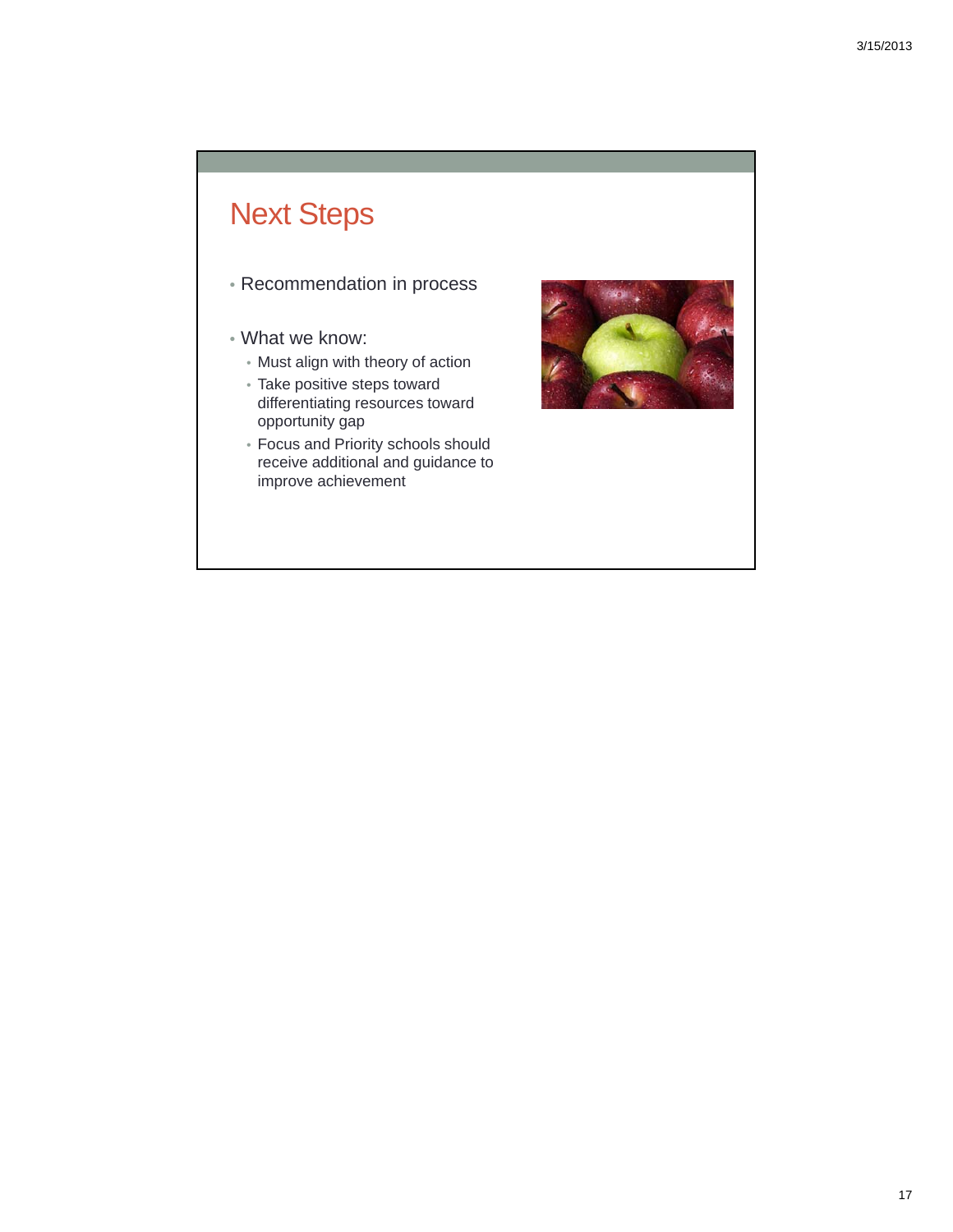# Next Steps

- Recommendation in process
- What we know:
  - Must align with theory of action
  - Take positive steps toward differentiating resources toward opportunity gap
  - Focus and Priority schools should receive additional and guidance to improve achievement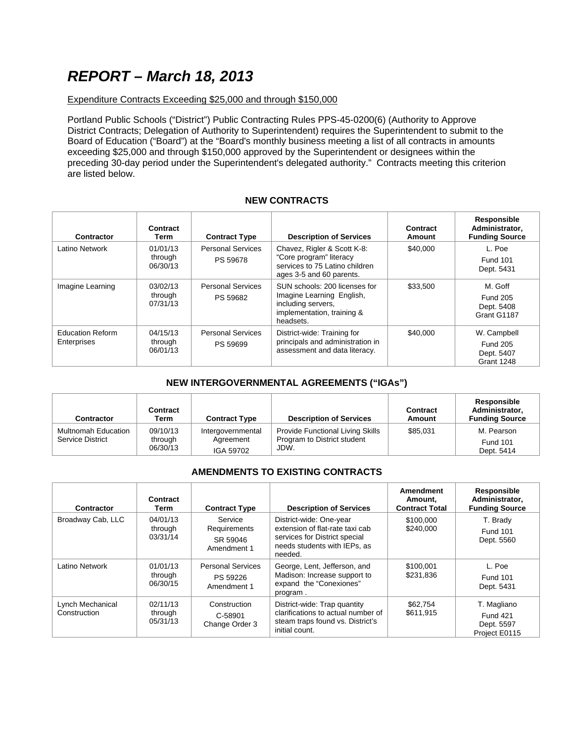# *REPORT – March 18, 2013*

Expenditure Contracts Exceeding $25,000 and through $150,000

Portland Public Schools ("District") Public Contracting Rules PPS-45-0200(6) (Authority to Approve District Contracts; Delegation of Authority to Superintendent) requires the Superintendent to submit to the Board of Education ("Board") at the "Board's monthly business meeting a list of all contracts in amounts exceeding $25,000 and through $150,000 approved by the Superintendent or designees within the preceding 30-day period under the Superintendent's delegated authority." Contracts meeting this criterion are listed below.

### NEW CONTRACTS

| Contractor | Contract Term | Contract Type | Description of Services | Contract Amount | Responsible Administrator, Funding Source |
|---|---|---|---|---|---|
| Latino Network | 01/01/13 through 06/30/13 | Personal Services PS 59678 | Chavez, Rigler & Scott K-8: "Core program" literacy services to 75 Latino children ages 3-5 and 60 parents. | $40,000 | L. Poe Fund 101 Dept. 5431 |
| Imagine Learning | 03/02/13 through 07/31/13 | Personal Services PS 59682 | SUN schools: 200 licenses for Imagine Learning English, including servers, implementation, training & headsets. | $33,500 | M. Goff Fund 205 Dept. 5408 Grant G1187 |
| Education Reform Enterprises | 04/15/13 through 06/01/13 | Personal Services PS 59699 | District-wide: Training for principals and administration in assessment and data literacy. | $40,000 | W. Campbell Fund 205 Dept. 5407 Grant 1248 |

### NEW INTERGOVERNMENTAL AGREEMENTS ("IGAs")

| Contractor | Contract Term | Contract Type | Description of Services | Contract Amount | Responsible Administrator, Funding Source |
|---|---|---|---|---|---|
| Multnomah Education Service District | 09/10/13 through 06/30/13 | Intergovernmental Agreement IGA 59702 | Provide Functional Living Skills Program to District student JDW. | $85,031 | M. Pearson Fund 101 Dept. 5414 |

### AMENDMENTS TO EXISTING CONTRACTS

| Contractor | Contract Term | Contract Type | Description of Services | Amendment Amount, Contract Total | Responsible Administrator, Funding Source |
|---|---|---|---|---|---|
| Broadway Cab, LLC | 04/01/13 through 03/31/14 | Service Requirements SR 59046 Amendment 1 | District-wide: One-year extension of flat-rate taxi cab services for District special needs students with IEPs, as needed. | $100,000 $240,000 | T. Brady Fund 101 Dept. 5560 |
| Latino Network | 01/01/13 through 06/30/15 | Personal Services PS 59226 Amendment 1 | George, Lent, Jefferson, and Madison: Increase support to expand the "Conexiones" program . | $100,001 $231,836 | L. Poe Fund 101 Dept. 5431 |
| Lynch Mechanical Construction | 02/11/13 through 05/31/13 | Construction C-58901 Change Order 3 | District-wide: Trap quantity clarifications to actual number of steam traps found vs. District's initial count. | $62,754 $611,915 | T. Magliano Fund 421 Dept. 5597 Project E0115 |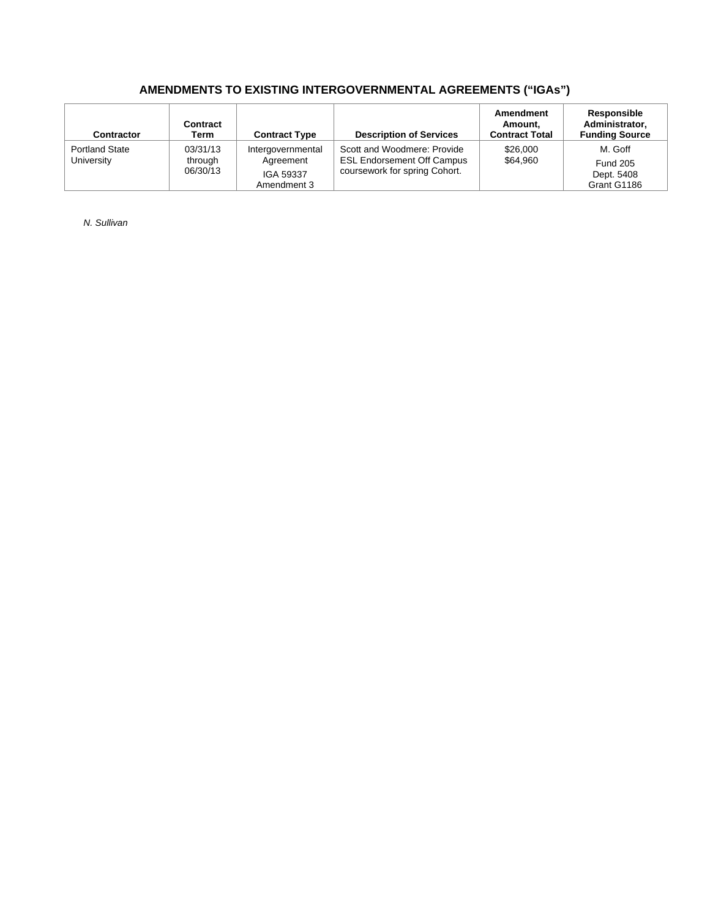## AMENDMENTS TO EXISTING INTERGOVERNMENTAL AGREEMENTS ("IGAs")

| Contractor | Contract Term | Contract Type | Description of Services | Amendment Amount, Contract Total | Responsible Administrator, Funding Source |
|---|---|---|---|---|---|
| Portland State University | 03/31/13 through 06/30/13 | Intergovernmental Agreement IGA 59337 Amendment 3 | Scott and Woodmere: Provide ESL Endorsement Off Campus coursework for spring Cohort. | $26,000 $64,960 | M. Goff Fund 205 Dept. 5408 Grant G1186 |

*N. Sullivan*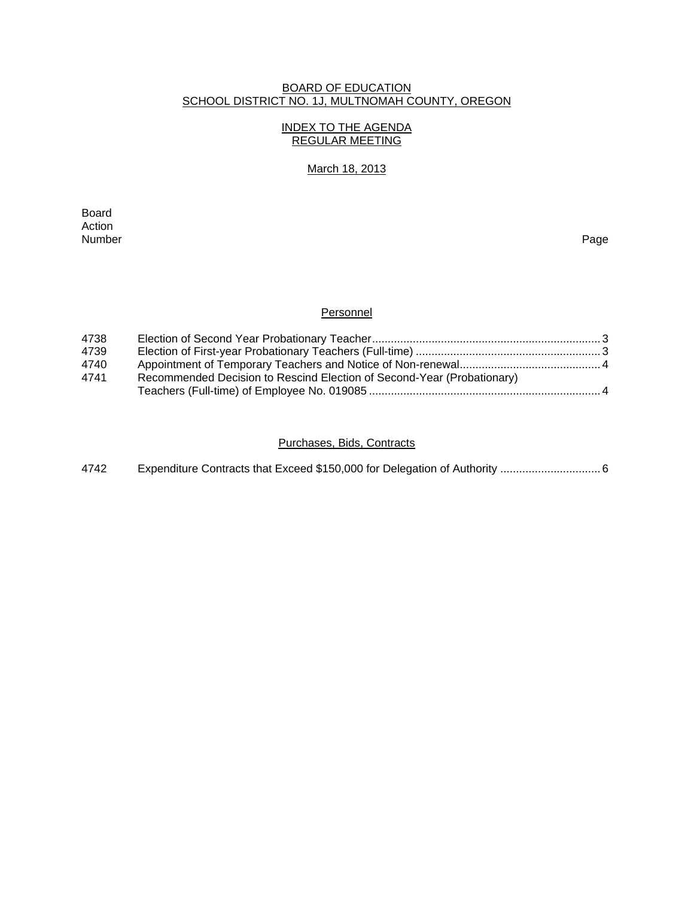BOARD OF EDUCATION
SCHOOL DISTRICT NO. 1J, MULTNOMAH COUNTY, OREGON

INDEX TO THE AGENDA
REGULAR MEETING

March 18, 2013

| Board Action Number | | Page |
|---|---|---|
| | **Personnel** | |
| 4738 | Election of Second Year Probationary Teacher | 3 |
| 4739 | Election of First-year Probationary Teachers (Full-time) | 3 |
| 4740 | Appointment of Temporary Teachers and Notice of Non-renewal | 4 |
| 4741 | Recommended Decision to Rescind Election of Second-Year (Probationary) Teachers (Full-time) of Employee No. 019085 | 4 |
| | **Purchases, Bids, Contracts** | |
| 4742 | Expenditure Contracts that Exceed $150,000 for Delegation of Authority | 6 |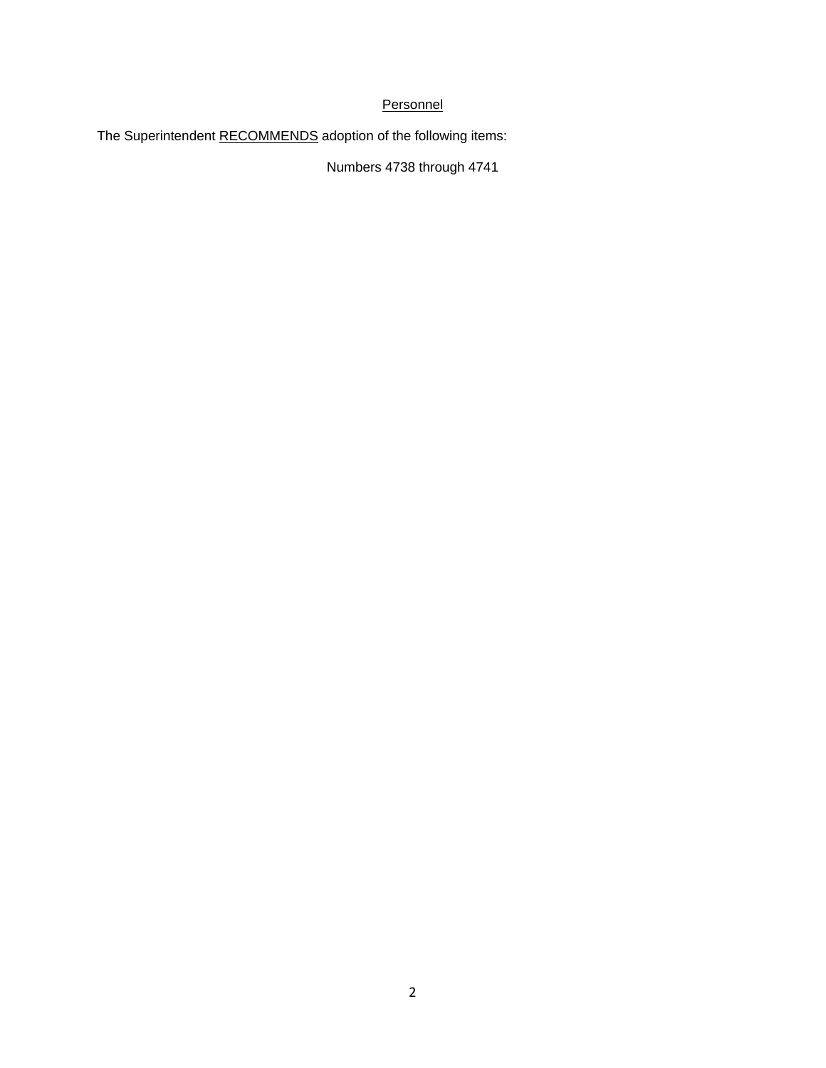## Personnel

The Superintendent RECOMMENDS adoption of the following items:

Numbers 4738 through 4741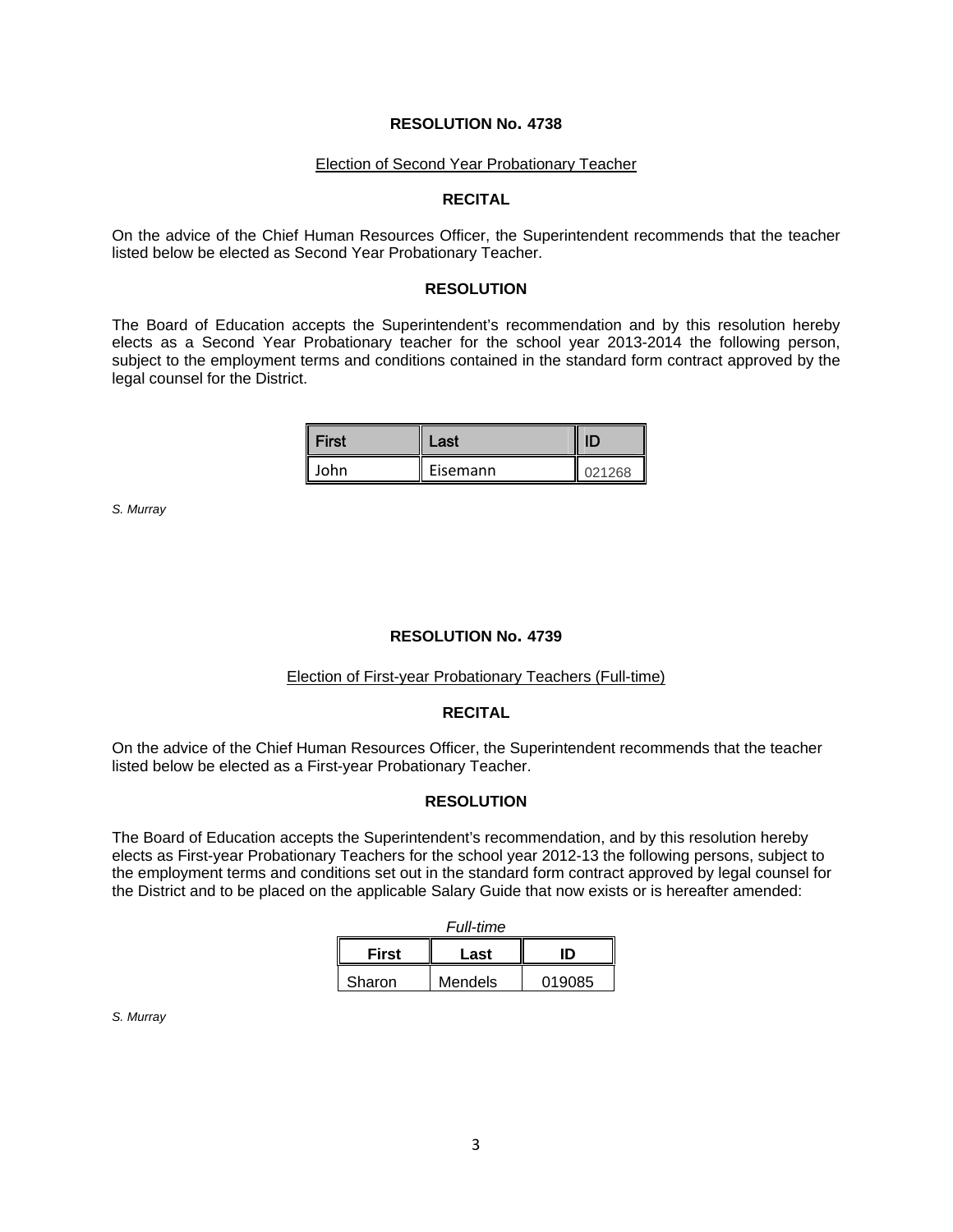**RESOLUTION No. 4738**

Election of Second Year Probationary Teacher

**RECITAL**

On the advice of the Chief Human Resources Officer, the Superintendent recommends that the teacher listed below be elected as Second Year Probationary Teacher.

**RESOLUTION**

The Board of Education accepts the Superintendent's recommendation and by this resolution hereby elects as a Second Year Probationary teacher for the school year 2013-2014 the following person, subject to the employment terms and conditions contained in the standard form contract approved by the legal counsel for the District.

| First | Last | ID |
|---|---|---|
| John | Eisemann | 021268 |

*S. Murray*

**RESOLUTION No. 4739**

Election of First-year Probationary Teachers (Full-time)

**RECITAL**

On the advice of the Chief Human Resources Officer, the Superintendent recommends that the teacher listed below be elected as a First-year Probationary Teacher.

**RESOLUTION**

The Board of Education accepts the Superintendent's recommendation, and by this resolution hereby elects as First-year Probationary Teachers for the school year 2012-13 the following persons, subject to the employment terms and conditions set out in the standard form contract approved by legal counsel for the District and to be placed on the applicable Salary Guide that now exists or is hereafter amended:

*Full-time*

| First | Last | ID |
|---|---|---|
| Sharon | Mendels | 019085 |

*S. Murray*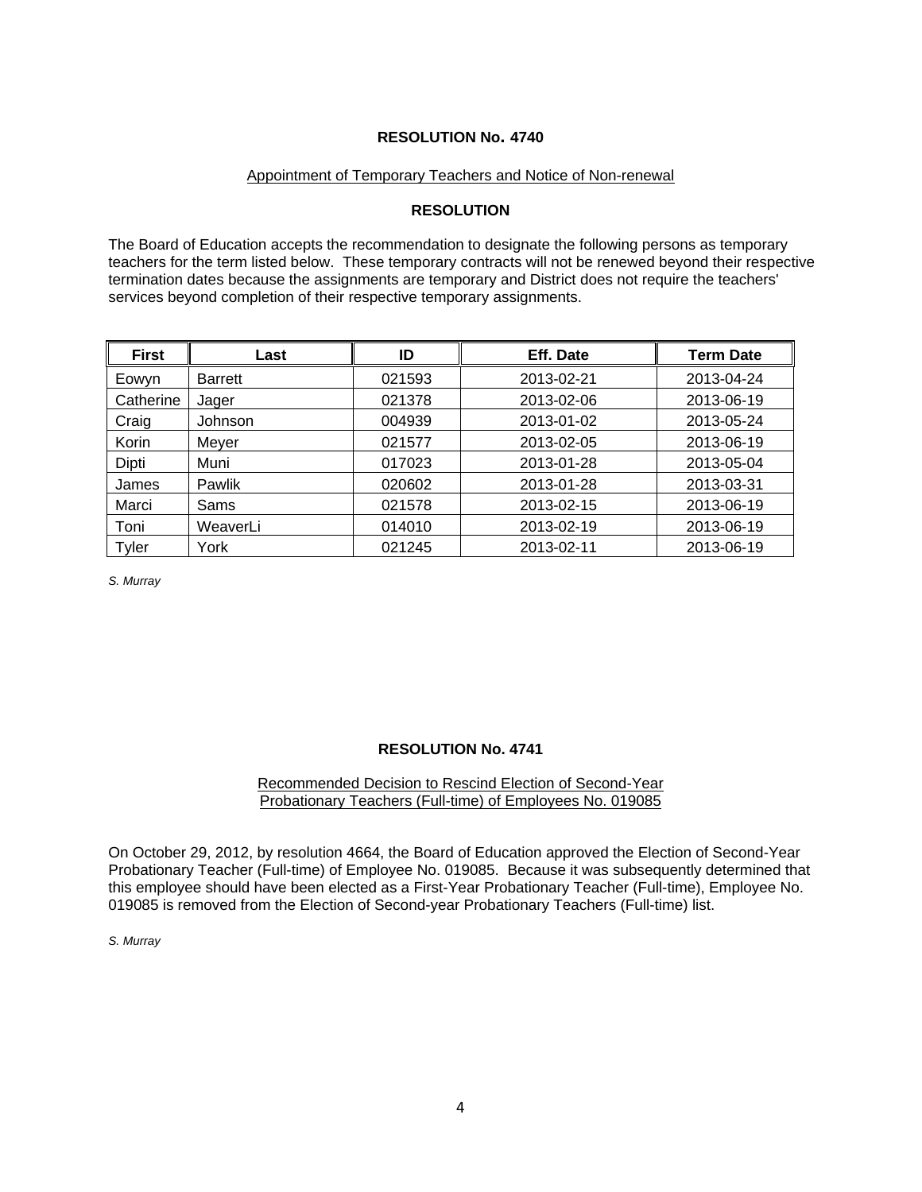## RESOLUTION No. 4740

Appointment of Temporary Teachers and Notice of Non-renewal

**RESOLUTION**

The Board of Education accepts the recommendation to designate the following persons as temporary teachers for the term listed below. These temporary contracts will not be renewed beyond their respective termination dates because the assignments are temporary and District does not require the teachers' services beyond completion of their respective temporary assignments.

| First | Last | ID | Eff. Date | Term Date |
|---|---|---|---|---|
| Eowyn | Barrett | 021593 | 2013-02-21 | 2013-04-24 |
| Catherine | Jager | 021378 | 2013-02-06 | 2013-06-19 |
| Craig | Johnson | 004939 | 2013-01-02 | 2013-05-24 |
| Korin | Meyer | 021577 | 2013-02-05 | 2013-06-19 |
| Dipti | Muni | 017023 | 2013-01-28 | 2013-05-04 |
| James | Pawlik | 020602 | 2013-01-28 | 2013-03-31 |
| Marci | Sams | 021578 | 2013-02-15 | 2013-06-19 |
| Toni | WeaverLi | 014010 | 2013-02-19 | 2013-06-19 |
| Tyler | York | 021245 | 2013-02-11 | 2013-06-19 |

*S. Murray*

## RESOLUTION No. 4741

Recommended Decision to Rescind Election of Second-Year Probationary Teachers (Full-time) of Employees No. 019085

On October 29, 2012, by resolution 4664, the Board of Education approved the Election of Second-Year Probationary Teacher (Full-time) of Employee No. 019085. Because it was subsequently determined that this employee should have been elected as a First-Year Probationary Teacher (Full-time), Employee No. 019085 is removed from the Election of Second-year Probationary Teachers (Full-time) list.

*S. Murray*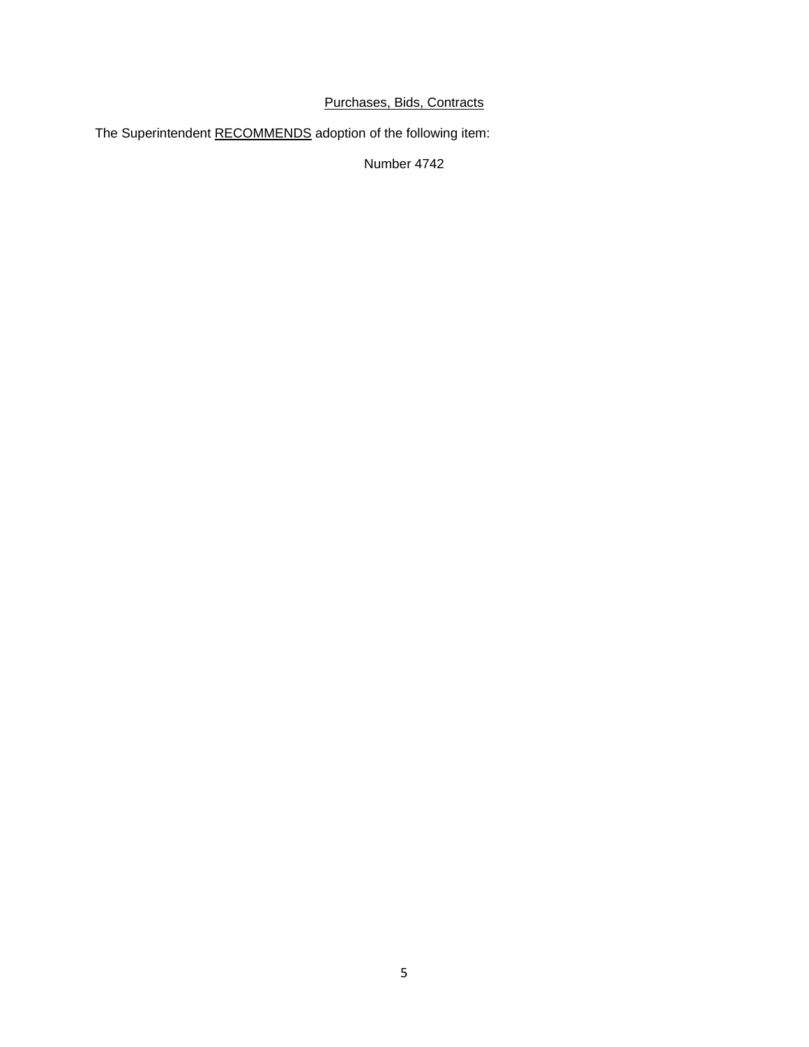<u>Purchases, Bids, Contracts</u>

The Superintendent <u>RECOMMENDS</u> adoption of the following item:

Number 4742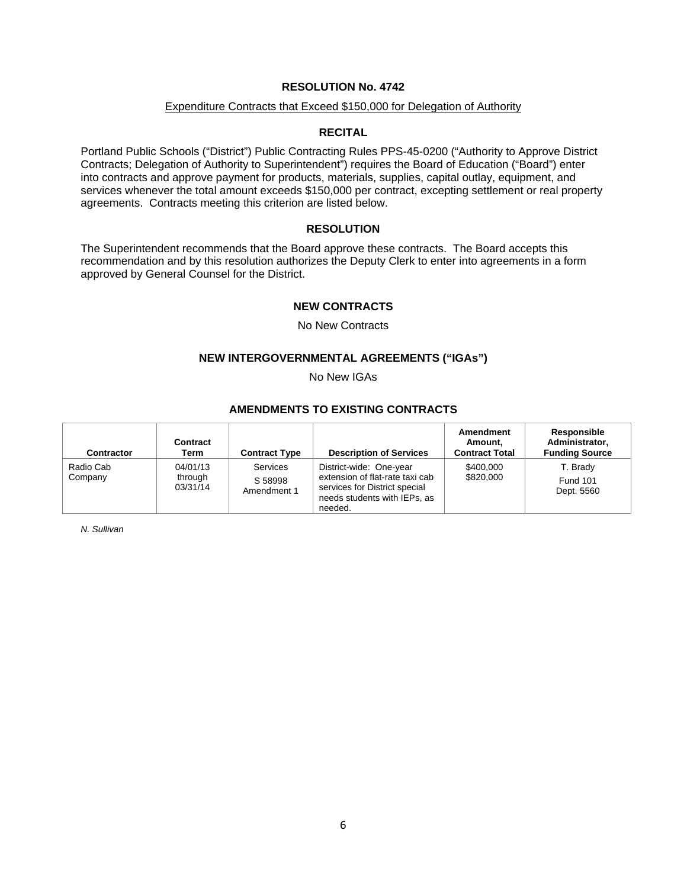## RESOLUTION No. 4742

Expenditure Contracts that Exceed $150,000 for Delegation of Authority

### RECITAL

Portland Public Schools ("District") Public Contracting Rules PPS-45-0200 ("Authority to Approve District Contracts; Delegation of Authority to Superintendent") requires the Board of Education ("Board") enter into contracts and approve payment for products, materials, supplies, capital outlay, equipment, and services whenever the total amount exceeds $150,000 per contract, excepting settlement or real property agreements. Contracts meeting this criterion are listed below.

### RESOLUTION

The Superintendent recommends that the Board approve these contracts. The Board accepts this recommendation and by this resolution authorizes the Deputy Clerk to enter into agreements in a form approved by General Counsel for the District.

### NEW CONTRACTS

No New Contracts

### NEW INTERGOVERNMENTAL AGREEMENTS ("IGAs")

No New IGAs

### AMENDMENTS TO EXISTING CONTRACTS

| Contractor | Contract Term | Contract Type | Description of Services | Amendment Amount, Contract Total | Responsible Administrator, Funding Source |
|---|---|---|---|---|---|
| Radio Cab Company | 04/01/13 through 03/31/14 | Services S 58998 Amendment 1 | District-wide: One-year extension of flat-rate taxi cab services for District special needs students with IEPs, as needed. | $400,000 $820,000 | T. Brady Fund 101 Dept. 5560 |

*N. Sullivan*